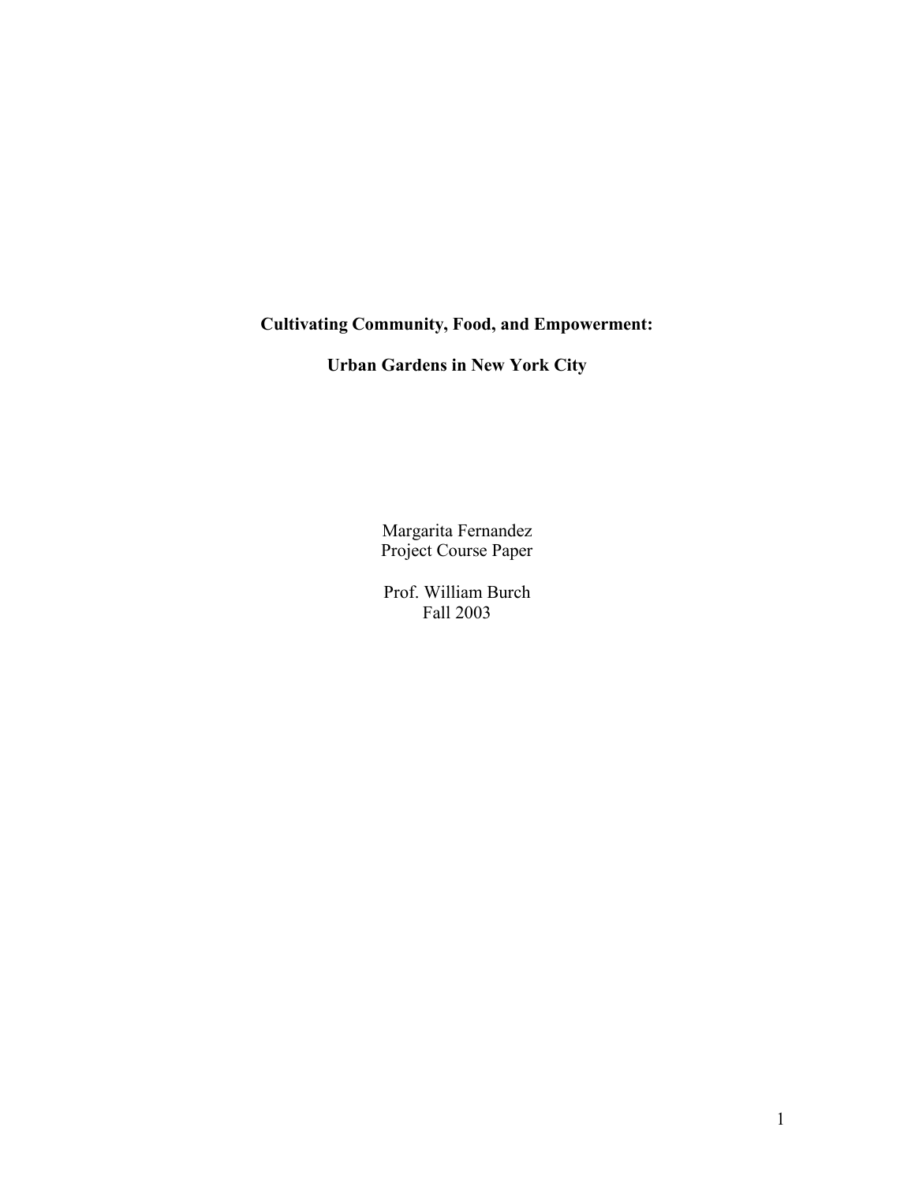# Cultivating Community, Food, and Empowerment:

# Urban Gardens in New York City

Margarita Fernandez
Project Course Paper

Prof. William Burch
Fall 2003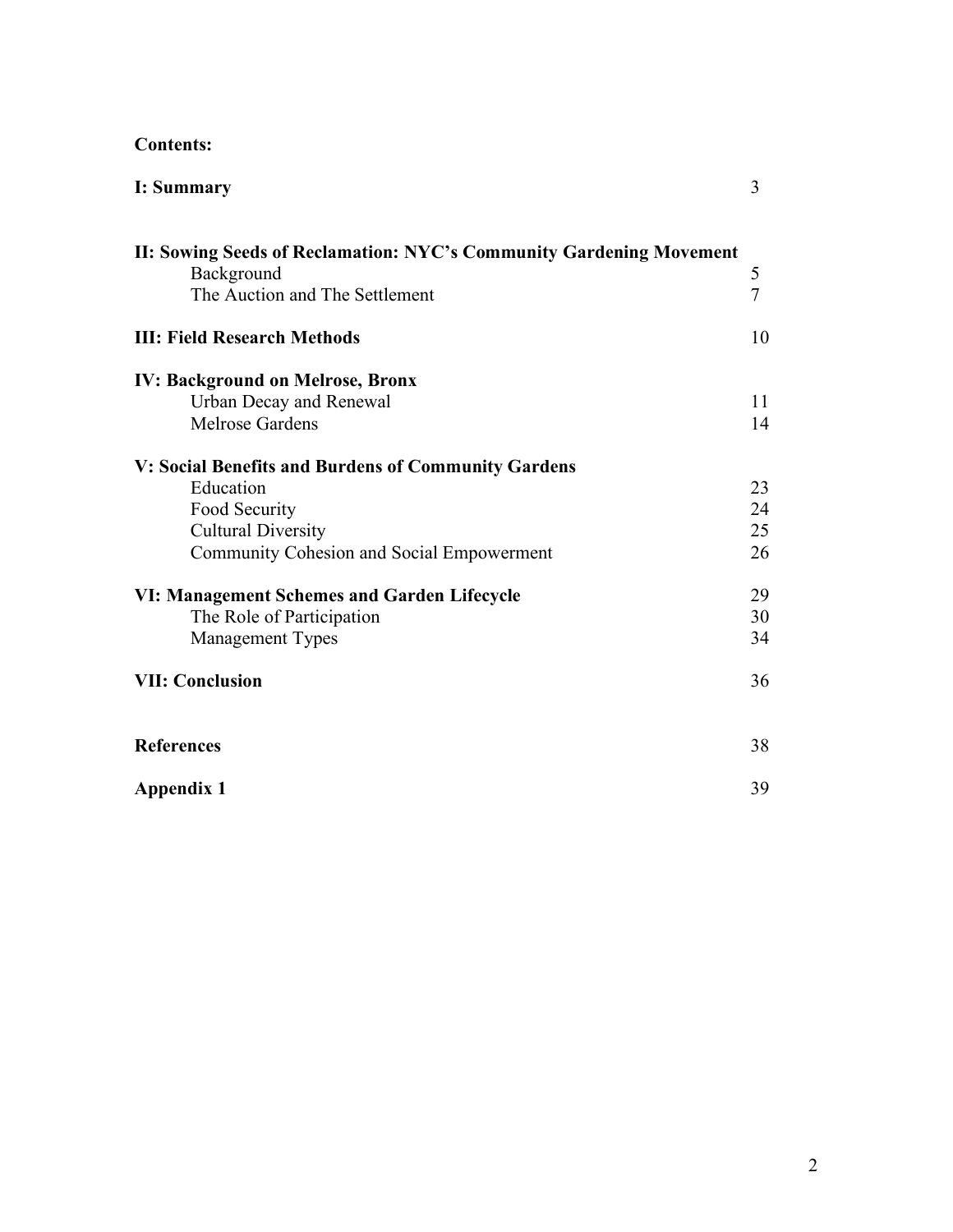**Contents:**

| | |
|---|---|
| **I: Summary** | 3 |
| **II: Sowing Seeds of Reclamation: NYC's Community Gardening Movement** | |
| Background | 5 |
| The Auction and The Settlement | 7 |
| **III: Field Research Methods** | 10 |
| **IV: Background on Melrose, Bronx** | |
| Urban Decay and Renewal | 11 |
| Melrose Gardens | 14 |
| **V: Social Benefits and Burdens of Community Gardens** | |
| Education | 23 |
| Food Security | 24 |
| Cultural Diversity | 25 |
| Community Cohesion and Social Empowerment | 26 |
| **VI: Management Schemes and Garden Lifecycle** | 29 |
| The Role of Participation | 30 |
| Management Types | 34 |
| **VII: Conclusion** | 36 |
| **References** | 38 |
| **Appendix 1** | 39 |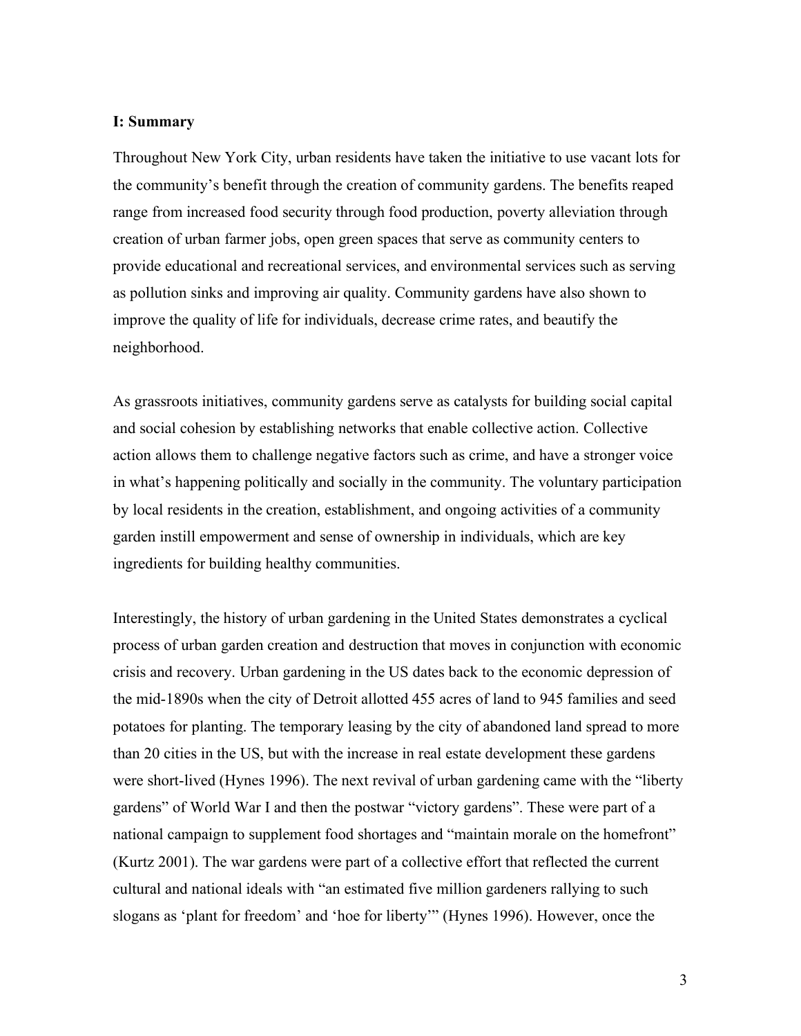**I: Summary**

Throughout New York City, urban residents have taken the initiative to use vacant lots for the community's benefit through the creation of community gardens. The benefits reaped range from increased food security through food production, poverty alleviation through creation of urban farmer jobs, open green spaces that serve as community centers to provide educational and recreational services, and environmental services such as serving as pollution sinks and improving air quality. Community gardens have also shown to improve the quality of life for individuals, decrease crime rates, and beautify the neighborhood.

As grassroots initiatives, community gardens serve as catalysts for building social capital and social cohesion by establishing networks that enable collective action. Collective action allows them to challenge negative factors such as crime, and have a stronger voice in what's happening politically and socially in the community. The voluntary participation by local residents in the creation, establishment, and ongoing activities of a community garden instill empowerment and sense of ownership in individuals, which are key ingredients for building healthy communities.

Interestingly, the history of urban gardening in the United States demonstrates a cyclical process of urban garden creation and destruction that moves in conjunction with economic crisis and recovery. Urban gardening in the US dates back to the economic depression of the mid-1890s when the city of Detroit allotted 455 acres of land to 945 families and seed potatoes for planting. The temporary leasing by the city of abandoned land spread to more than 20 cities in the US, but with the increase in real estate development these gardens were short-lived (Hynes 1996). The next revival of urban gardening came with the "liberty gardens" of World War I and then the postwar "victory gardens". These were part of a national campaign to supplement food shortages and "maintain morale on the homefront" (Kurtz 2001). The war gardens were part of a collective effort that reflected the current cultural and national ideals with "an estimated five million gardeners rallying to such slogans as 'plant for freedom' and 'hoe for liberty'" (Hynes 1996). However, once the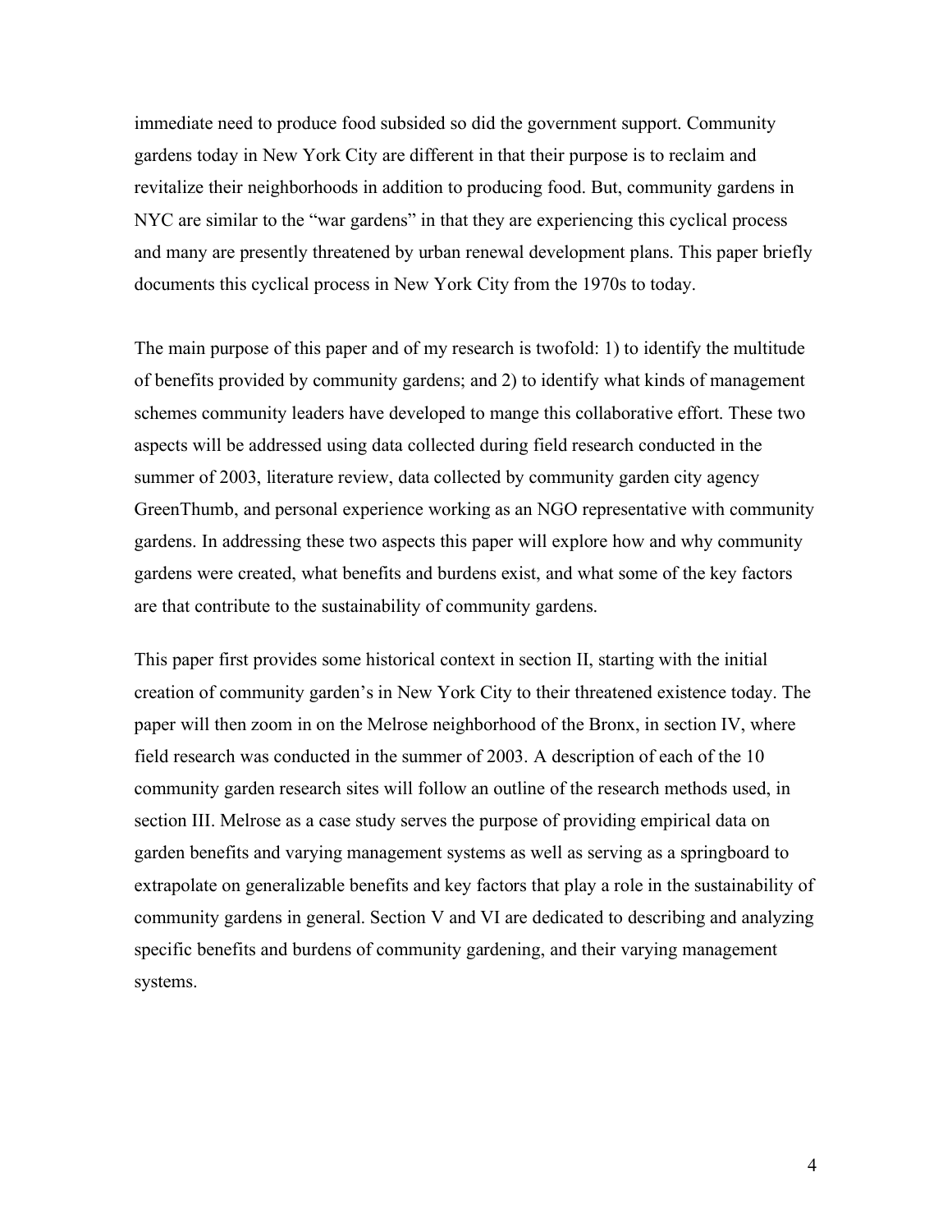immediate need to produce food subsided so did the government support. Community gardens today in New York City are different in that their purpose is to reclaim and revitalize their neighborhoods in addition to producing food. But, community gardens in NYC are similar to the "war gardens" in that they are experiencing this cyclical process and many are presently threatened by urban renewal development plans. This paper briefly documents this cyclical process in New York City from the 1970s to today.

The main purpose of this paper and of my research is twofold: 1) to identify the multitude of benefits provided by community gardens; and 2) to identify what kinds of management schemes community leaders have developed to mange this collaborative effort. These two aspects will be addressed using data collected during field research conducted in the summer of 2003, literature review, data collected by community garden city agency GreenThumb, and personal experience working as an NGO representative with community gardens. In addressing these two aspects this paper will explore how and why community gardens were created, what benefits and burdens exist, and what some of the key factors are that contribute to the sustainability of community gardens.

This paper first provides some historical context in section II, starting with the initial creation of community garden's in New York City to their threatened existence today. The paper will then zoom in on the Melrose neighborhood of the Bronx, in section IV, where field research was conducted in the summer of 2003. A description of each of the 10 community garden research sites will follow an outline of the research methods used, in section III. Melrose as a case study serves the purpose of providing empirical data on garden benefits and varying management systems as well as serving as a springboard to extrapolate on generalizable benefits and key factors that play a role in the sustainability of community gardens in general. Section V and VI are dedicated to describing and analyzing specific benefits and burdens of community gardening, and their varying management systems.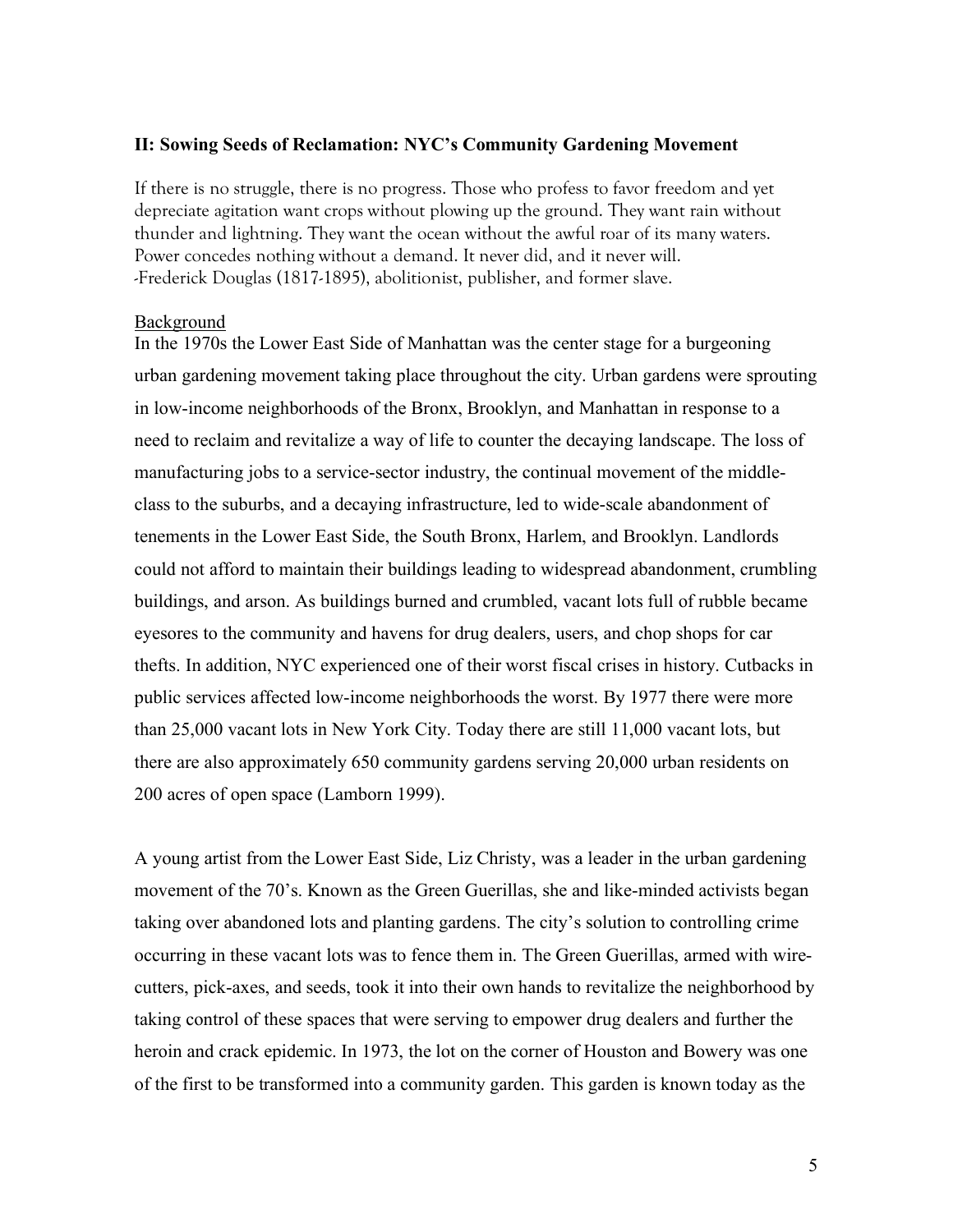## II: Sowing Seeds of Reclamation: NYC's Community Gardening Movement

If there is no struggle, there is no progress. Those who profess to favor freedom and yet depreciate agitation want crops without plowing up the ground. They want rain without thunder and lightning. They want the ocean without the awful roar of its many waters. Power concedes nothing without a demand. It never did, and it never will.
-Frederick Douglas (1817-1895), abolitionist, publisher, and former slave.

### Background

In the 1970s the Lower East Side of Manhattan was the center stage for a burgeoning urban gardening movement taking place throughout the city. Urban gardens were sprouting in low-income neighborhoods of the Bronx, Brooklyn, and Manhattan in response to a need to reclaim and revitalize a way of life to counter the decaying landscape. The loss of manufacturing jobs to a service-sector industry, the continual movement of the middle-class to the suburbs, and a decaying infrastructure, led to wide-scale abandonment of tenements in the Lower East Side, the South Bronx, Harlem, and Brooklyn. Landlords could not afford to maintain their buildings leading to widespread abandonment, crumbling buildings, and arson. As buildings burned and crumbled, vacant lots full of rubble became eyesores to the community and havens for drug dealers, users, and chop shops for car thefts. In addition, NYC experienced one of their worst fiscal crises in history. Cutbacks in public services affected low-income neighborhoods the worst. By 1977 there were more than 25,000 vacant lots in New York City. Today there are still 11,000 vacant lots, but there are also approximately 650 community gardens serving 20,000 urban residents on 200 acres of open space (Lamborn 1999).

A young artist from the Lower East Side, Liz Christy, was a leader in the urban gardening movement of the 70's. Known as the Green Guerillas, she and like-minded activists began taking over abandoned lots and planting gardens. The city's solution to controlling crime occurring in these vacant lots was to fence them in. The Green Guerillas, armed with wire-cutters, pick-axes, and seeds, took it into their own hands to revitalize the neighborhood by taking control of these spaces that were serving to empower drug dealers and further the heroin and crack epidemic. In 1973, the lot on the corner of Houston and Bowery was one of the first to be transformed into a community garden. This garden is known today as the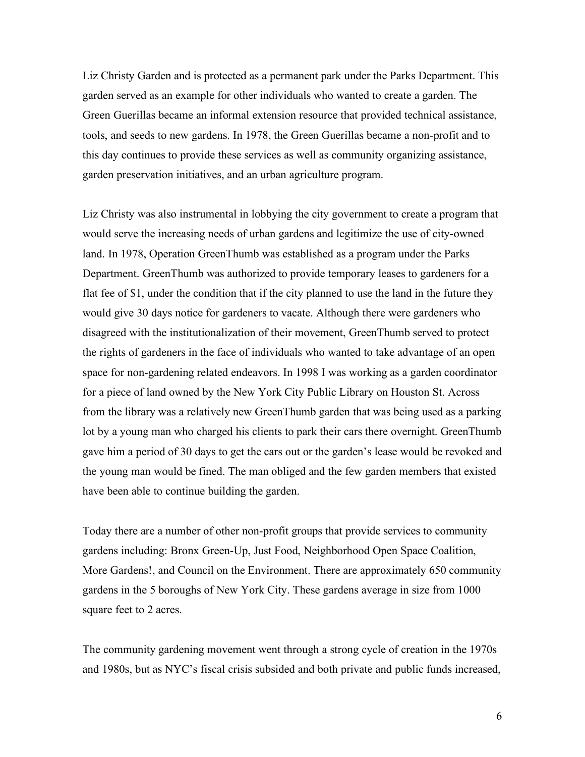Liz Christy Garden and is protected as a permanent park under the Parks Department. This garden served as an example for other individuals who wanted to create a garden. The Green Guerillas became an informal extension resource that provided technical assistance, tools, and seeds to new gardens. In 1978, the Green Guerillas became a non-profit and to this day continues to provide these services as well as community organizing assistance, garden preservation initiatives, and an urban agriculture program.

Liz Christy was also instrumental in lobbying the city government to create a program that would serve the increasing needs of urban gardens and legitimize the use of city-owned land. In 1978, Operation GreenThumb was established as a program under the Parks Department. GreenThumb was authorized to provide temporary leases to gardeners for a flat fee of $1, under the condition that if the city planned to use the land in the future they would give 30 days notice for gardeners to vacate. Although there were gardeners who disagreed with the institutionalization of their movement, GreenThumb served to protect the rights of gardeners in the face of individuals who wanted to take advantage of an open space for non-gardening related endeavors. In 1998 I was working as a garden coordinator for a piece of land owned by the New York City Public Library on Houston St. Across from the library was a relatively new GreenThumb garden that was being used as a parking lot by a young man who charged his clients to park their cars there overnight. GreenThumb gave him a period of 30 days to get the cars out or the garden's lease would be revoked and the young man would be fined. The man obliged and the few garden members that existed have been able to continue building the garden.

Today there are a number of other non-profit groups that provide services to community gardens including: Bronx Green-Up, Just Food, Neighborhood Open Space Coalition, More Gardens!, and Council on the Environment. There are approximately 650 community gardens in the 5 boroughs of New York City. These gardens average in size from 1000 square feet to 2 acres.

The community gardening movement went through a strong cycle of creation in the 1970s and 1980s, but as NYC's fiscal crisis subsided and both private and public funds increased,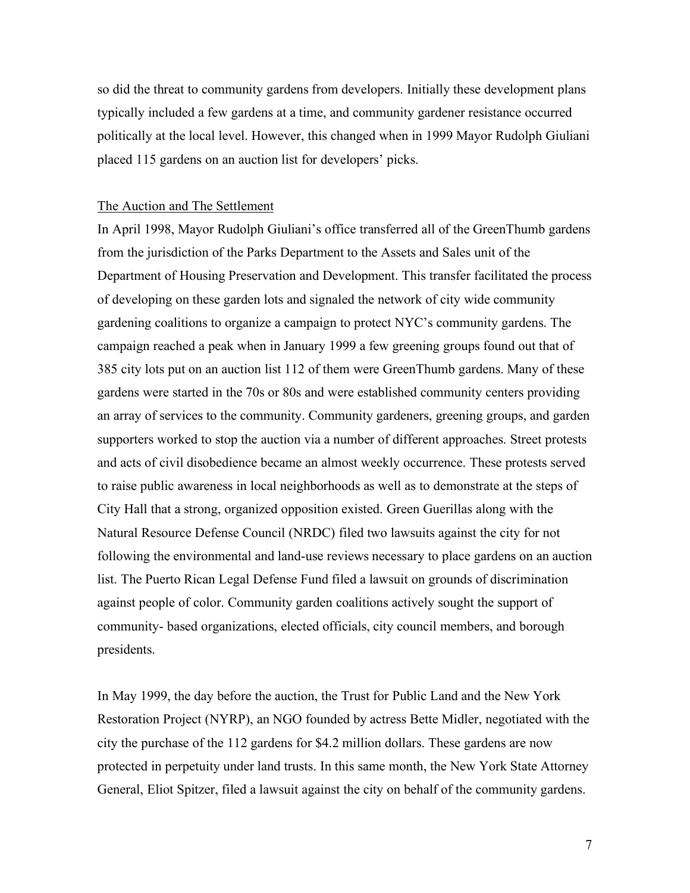so did the threat to community gardens from developers. Initially these development plans typically included a few gardens at a time, and community gardener resistance occurred politically at the local level. However, this changed when in 1999 Mayor Rudolph Giuliani placed 115 gardens on an auction list for developers' picks.

## The Auction and The Settlement

In April 1998, Mayor Rudolph Giuliani's office transferred all of the GreenThumb gardens from the jurisdiction of the Parks Department to the Assets and Sales unit of the Department of Housing Preservation and Development. This transfer facilitated the process of developing on these garden lots and signaled the network of city wide community gardening coalitions to organize a campaign to protect NYC's community gardens. The campaign reached a peak when in January 1999 a few greening groups found out that of 385 city lots put on an auction list 112 of them were GreenThumb gardens. Many of these gardens were started in the 70s or 80s and were established community centers providing an array of services to the community. Community gardeners, greening groups, and garden supporters worked to stop the auction via a number of different approaches. Street protests and acts of civil disobedience became an almost weekly occurrence. These protests served to raise public awareness in local neighborhoods as well as to demonstrate at the steps of City Hall that a strong, organized opposition existed. Green Guerillas along with the Natural Resource Defense Council (NRDC) filed two lawsuits against the city for not following the environmental and land-use reviews necessary to place gardens on an auction list. The Puerto Rican Legal Defense Fund filed a lawsuit on grounds of discrimination against people of color. Community garden coalitions actively sought the support of community- based organizations, elected officials, city council members, and borough presidents.

In May 1999, the day before the auction, the Trust for Public Land and the New York Restoration Project (NYRP), an NGO founded by actress Bette Midler, negotiated with the city the purchase of the 112 gardens for $4.2 million dollars. These gardens are now protected in perpetuity under land trusts. In this same month, the New York State Attorney General, Eliot Spitzer, filed a lawsuit against the city on behalf of the community gardens.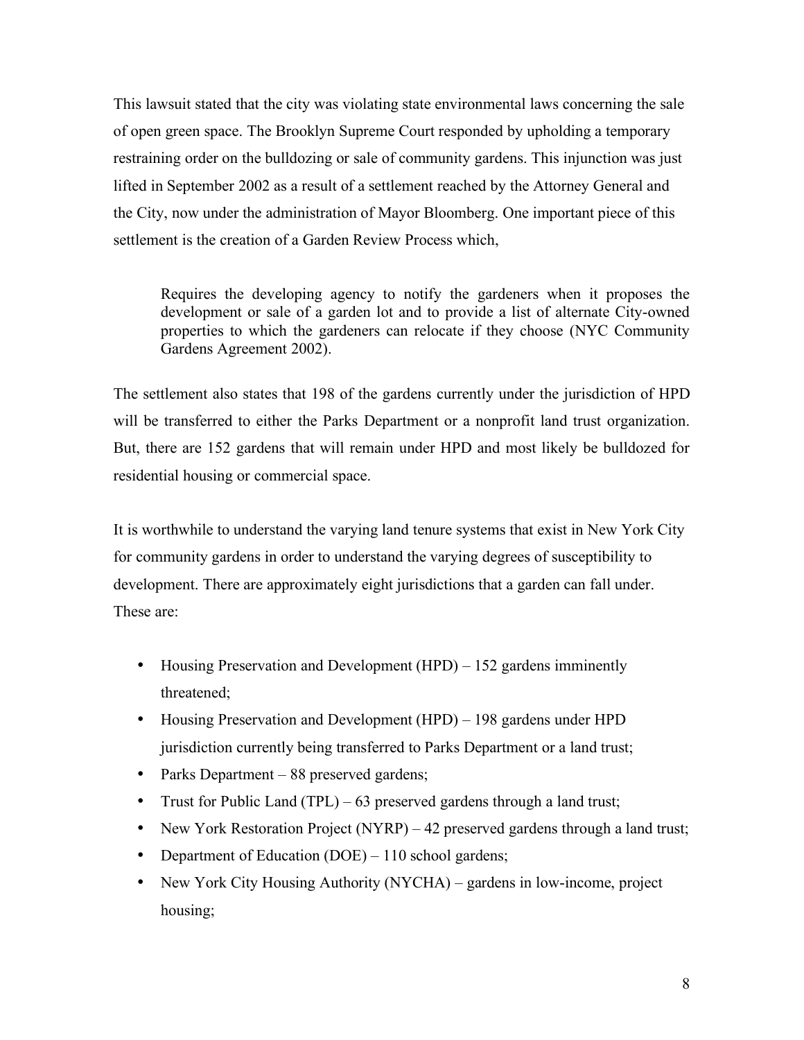This lawsuit stated that the city was violating state environmental laws concerning the sale of open green space. The Brooklyn Supreme Court responded by upholding a temporary restraining order on the bulldozing or sale of community gardens. This injunction was just lifted in September 2002 as a result of a settlement reached by the Attorney General and the City, now under the administration of Mayor Bloomberg. One important piece of this settlement is the creation of a Garden Review Process which,

> Requires the developing agency to notify the gardeners when it proposes the development or sale of a garden lot and to provide a list of alternate City-owned properties to which the gardeners can relocate if they choose (NYC Community Gardens Agreement 2002).

The settlement also states that 198 of the gardens currently under the jurisdiction of HPD will be transferred to either the Parks Department or a nonprofit land trust organization. But, there are 152 gardens that will remain under HPD and most likely be bulldozed for residential housing or commercial space.

It is worthwhile to understand the varying land tenure systems that exist in New York City for community gardens in order to understand the varying degrees of susceptibility to development. There are approximately eight jurisdictions that a garden can fall under. These are:

- Housing Preservation and Development (HPD) – 152 gardens imminently threatened;
- Housing Preservation and Development (HPD) – 198 gardens under HPD jurisdiction currently being transferred to Parks Department or a land trust;
- Parks Department – 88 preserved gardens;
- Trust for Public Land (TPL) – 63 preserved gardens through a land trust;
- New York Restoration Project (NYRP) – 42 preserved gardens through a land trust;
- Department of Education (DOE) – 110 school gardens;
- New York City Housing Authority (NYCHA) – gardens in low-income, project housing;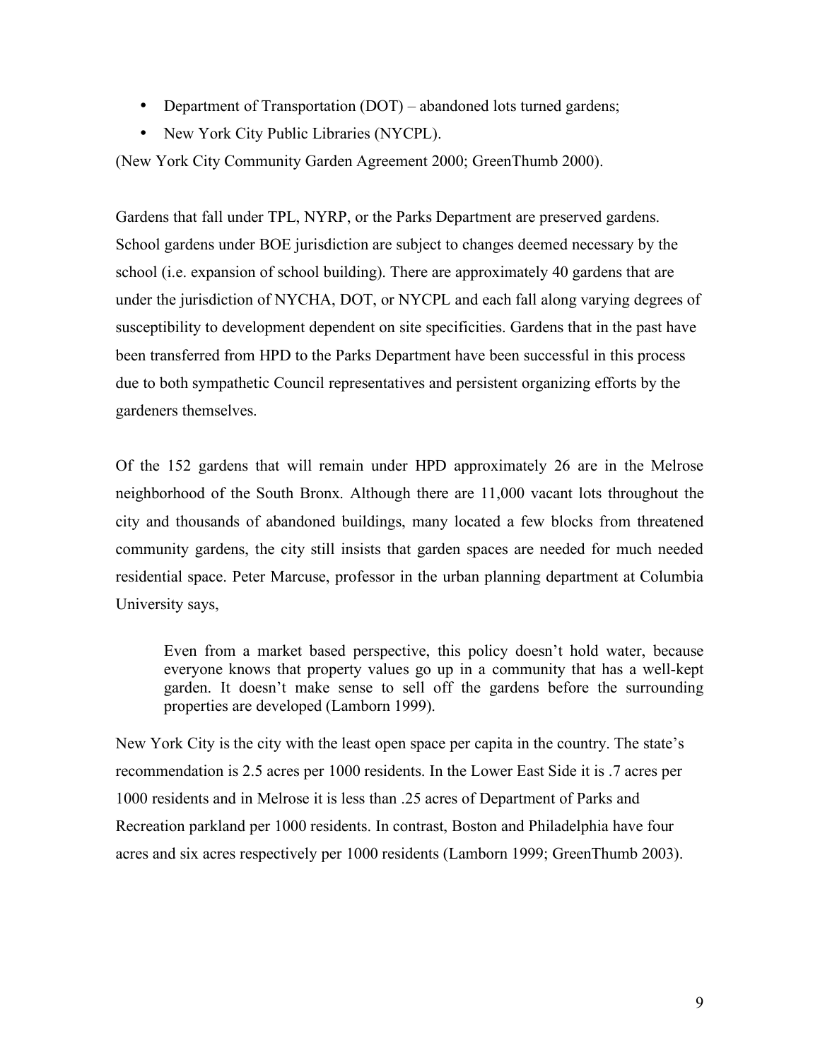- Department of Transportation (DOT) – abandoned lots turned gardens;
- New York City Public Libraries (NYCPL).

(New York City Community Garden Agreement 2000; GreenThumb 2000).

Gardens that fall under TPL, NYRP, or the Parks Department are preserved gardens. School gardens under BOE jurisdiction are subject to changes deemed necessary by the school (i.e. expansion of school building). There are approximately 40 gardens that are under the jurisdiction of NYCHA, DOT, or NYCPL and each fall along varying degrees of susceptibility to development dependent on site specificities. Gardens that in the past have been transferred from HPD to the Parks Department have been successful in this process due to both sympathetic Council representatives and persistent organizing efforts by the gardeners themselves.

Of the 152 gardens that will remain under HPD approximately 26 are in the Melrose neighborhood of the South Bronx. Although there are 11,000 vacant lots throughout the city and thousands of abandoned buildings, many located a few blocks from threatened community gardens, the city still insists that garden spaces are needed for much needed residential space. Peter Marcuse, professor in the urban planning department at Columbia University says,

> Even from a market based perspective, this policy doesn't hold water, because everyone knows that property values go up in a community that has a well-kept garden. It doesn't make sense to sell off the gardens before the surrounding properties are developed (Lamborn 1999).

New York City is the city with the least open space per capita in the country. The state's recommendation is 2.5 acres per 1000 residents. In the Lower East Side it is .7 acres per 1000 residents and in Melrose it is less than .25 acres of Department of Parks and Recreation parkland per 1000 residents. In contrast, Boston and Philadelphia have four acres and six acres respectively per 1000 residents (Lamborn 1999; GreenThumb 2003).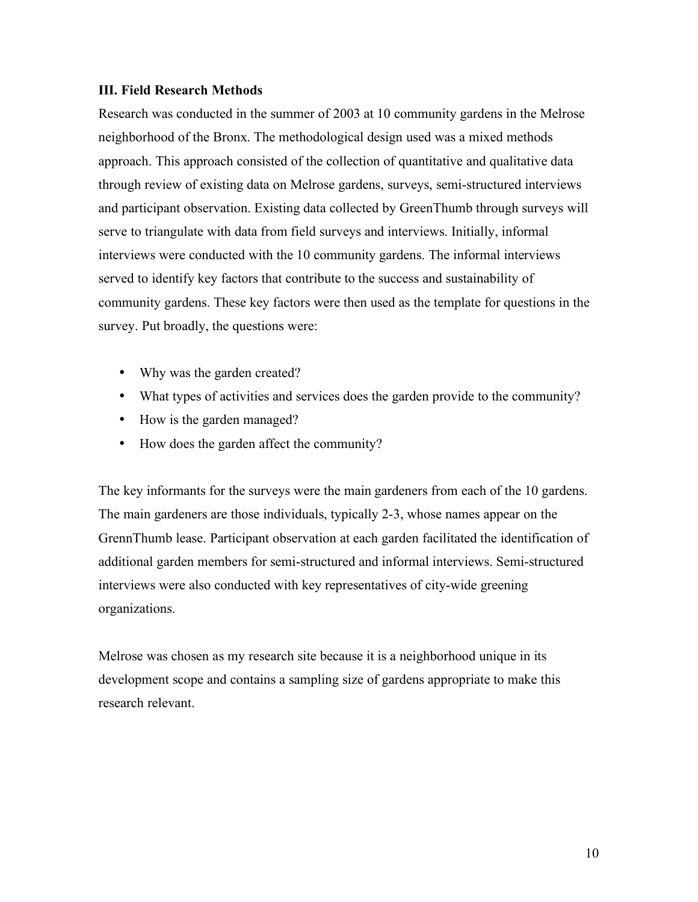### III. Field Research Methods

Research was conducted in the summer of 2003 at 10 community gardens in the Melrose neighborhood of the Bronx. The methodological design used was a mixed methods approach. This approach consisted of the collection of quantitative and qualitative data through review of existing data on Melrose gardens, surveys, semi-structured interviews and participant observation. Existing data collected by GreenThumb through surveys will serve to triangulate with data from field surveys and interviews. Initially, informal interviews were conducted with the 10 community gardens. The informal interviews served to identify key factors that contribute to the success and sustainability of community gardens. These key factors were then used as the template for questions in the survey. Put broadly, the questions were:

- Why was the garden created?
- What types of activities and services does the garden provide to the community?
- How is the garden managed?
- How does the garden affect the community?

The key informants for the surveys were the main gardeners from each of the 10 gardens. The main gardeners are those individuals, typically 2-3, whose names appear on the GrennThumb lease. Participant observation at each garden facilitated the identification of additional garden members for semi-structured and informal interviews. Semi-structured interviews were also conducted with key representatives of city-wide greening organizations.

Melrose was chosen as my research site because it is a neighborhood unique in its development scope and contains a sampling size of gardens appropriate to make this research relevant.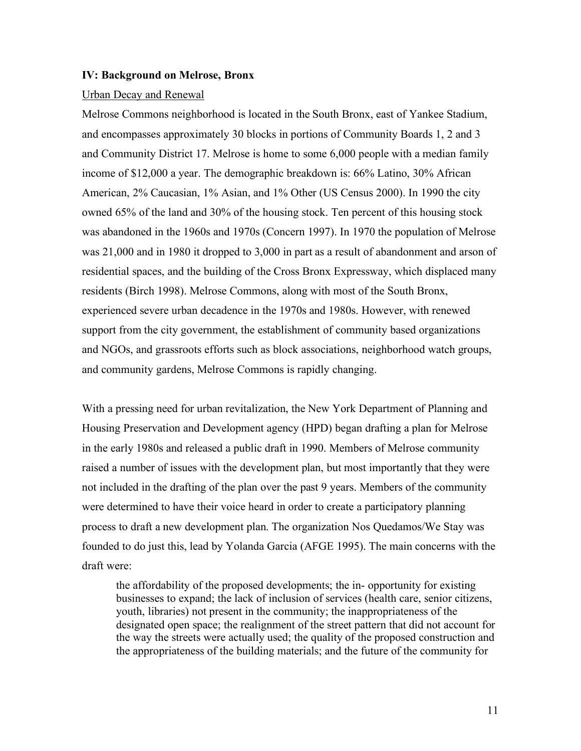### IV: Background on Melrose, Bronx

<u>Urban Decay and Renewal</u>

Melrose Commons neighborhood is located in the South Bronx, east of Yankee Stadium, and encompasses approximately 30 blocks in portions of Community Boards 1, 2 and 3 and Community District 17. Melrose is home to some 6,000 people with a median family income of $12,000 a year. The demographic breakdown is: 66% Latino, 30% African American, 2% Caucasian, 1% Asian, and 1% Other (US Census 2000). In 1990 the city owned 65% of the land and 30% of the housing stock. Ten percent of this housing stock was abandoned in the 1960s and 1970s (Concern 1997). In 1970 the population of Melrose was 21,000 and in 1980 it dropped to 3,000 in part as a result of abandonment and arson of residential spaces, and the building of the Cross Bronx Expressway, which displaced many residents (Birch 1998). Melrose Commons, along with most of the South Bronx, experienced severe urban decadence in the 1970s and 1980s. However, with renewed support from the city government, the establishment of community based organizations and NGOs, and grassroots efforts such as block associations, neighborhood watch groups, and community gardens, Melrose Commons is rapidly changing.

With a pressing need for urban revitalization, the New York Department of Planning and Housing Preservation and Development agency (HPD) began drafting a plan for Melrose in the early 1980s and released a public draft in 1990. Members of Melrose community raised a number of issues with the development plan, but most importantly that they were not included in the drafting of the plan over the past 9 years. Members of the community were determined to have their voice heard in order to create a participatory planning process to draft a new development plan. The organization Nos Quedamos/We Stay was founded to do just this, lead by Yolanda Garcia (AFGE 1995). The main concerns with the draft were:

> the affordability of the proposed developments; the in- opportunity for existing businesses to expand; the lack of inclusion of services (health care, senior citizens, youth, libraries) not present in the community; the inappropriateness of the designated open space; the realignment of the street pattern that did not account for the way the streets were actually used; the quality of the proposed construction and the appropriateness of the building materials; and the future of the community for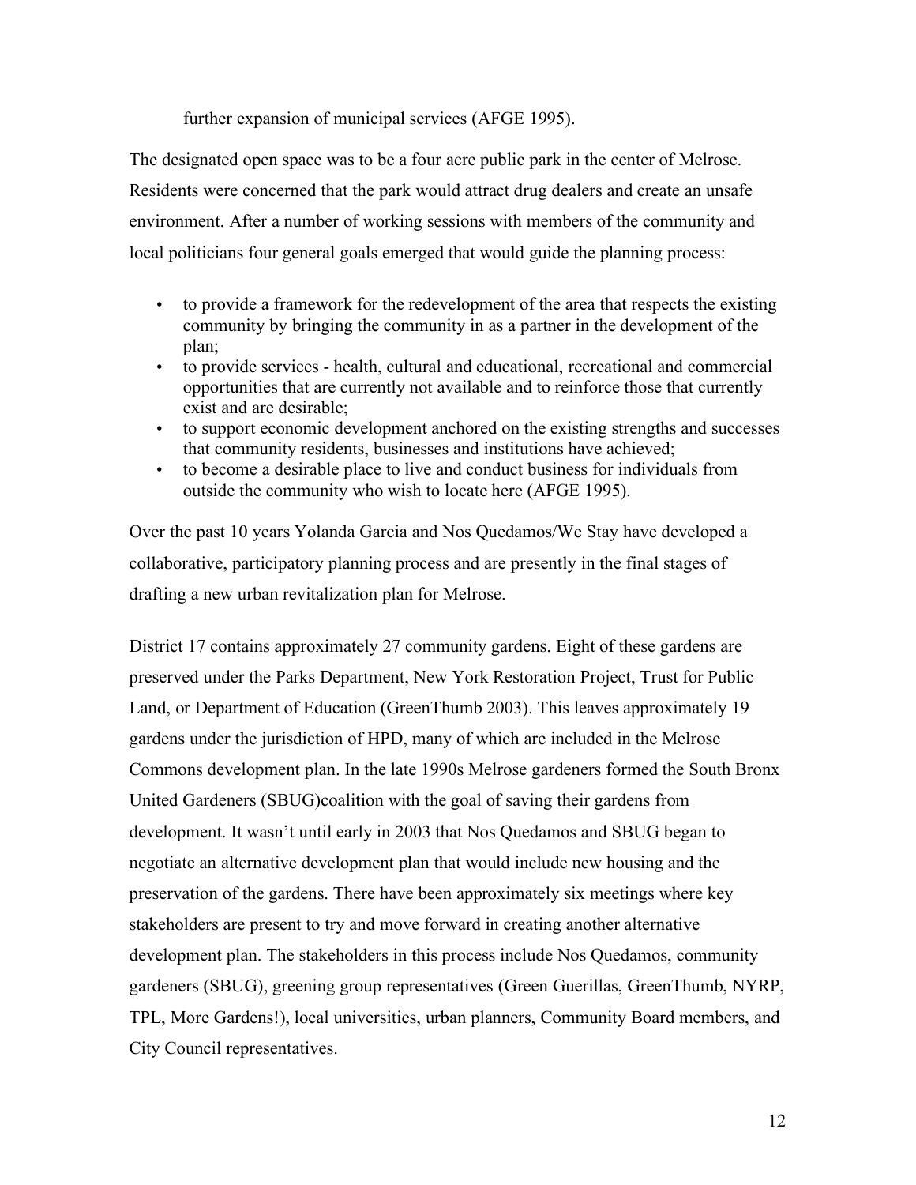further expansion of municipal services (AFGE 1995).

The designated open space was to be a four acre public park in the center of Melrose. Residents were concerned that the park would attract drug dealers and create an unsafe environment. After a number of working sessions with members of the community and local politicians four general goals emerged that would guide the planning process:

- to provide a framework for the redevelopment of the area that respects the existing community by bringing the community in as a partner in the development of the plan;
- to provide services - health, cultural and educational, recreational and commercial opportunities that are currently not available and to reinforce those that currently exist and are desirable;
- to support economic development anchored on the existing strengths and successes that community residents, businesses and institutions have achieved;
- to become a desirable place to live and conduct business for individuals from outside the community who wish to locate here (AFGE 1995).

Over the past 10 years Yolanda Garcia and Nos Quedamos/We Stay have developed a collaborative, participatory planning process and are presently in the final stages of drafting a new urban revitalization plan for Melrose.

District 17 contains approximately 27 community gardens. Eight of these gardens are preserved under the Parks Department, New York Restoration Project, Trust for Public Land, or Department of Education (GreenThumb 2003). This leaves approximately 19 gardens under the jurisdiction of HPD, many of which are included in the Melrose Commons development plan. In the late 1990s Melrose gardeners formed the South Bronx United Gardeners (SBUG)coalition with the goal of saving their gardens from development. It wasn't until early in 2003 that Nos Quedamos and SBUG began to negotiate an alternative development plan that would include new housing and the preservation of the gardens. There have been approximately six meetings where key stakeholders are present to try and move forward in creating another alternative development plan. The stakeholders in this process include Nos Quedamos, community gardeners (SBUG), greening group representatives (Green Guerillas, GreenThumb, NYRP, TPL, More Gardens!), local universities, urban planners, Community Board members, and City Council representatives.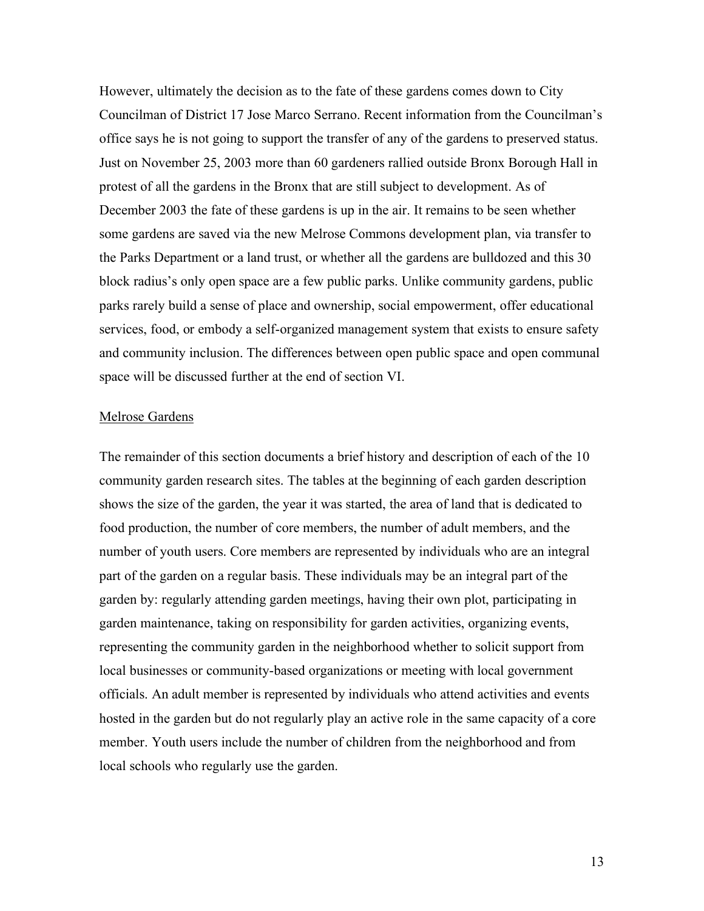However, ultimately the decision as to the fate of these gardens comes down to City Councilman of District 17 Jose Marco Serrano. Recent information from the Councilman's office says he is not going to support the transfer of any of the gardens to preserved status. Just on November 25, 2003 more than 60 gardeners rallied outside Bronx Borough Hall in protest of all the gardens in the Bronx that are still subject to development. As of December 2003 the fate of these gardens is up in the air. It remains to be seen whether some gardens are saved via the new Melrose Commons development plan, via transfer to the Parks Department or a land trust, or whether all the gardens are bulldozed and this 30 block radius's only open space are a few public parks. Unlike community gardens, public parks rarely build a sense of place and ownership, social empowerment, offer educational services, food, or embody a self-organized management system that exists to ensure safety and community inclusion. The differences between open public space and open communal space will be discussed further at the end of section VI.

## Melrose Gardens

The remainder of this section documents a brief history and description of each of the 10 community garden research sites. The tables at the beginning of each garden description shows the size of the garden, the year it was started, the area of land that is dedicated to food production, the number of core members, the number of adult members, and the number of youth users. Core members are represented by individuals who are an integral part of the garden on a regular basis. These individuals may be an integral part of the garden by: regularly attending garden meetings, having their own plot, participating in garden maintenance, taking on responsibility for garden activities, organizing events, representing the community garden in the neighborhood whether to solicit support from local businesses or community-based organizations or meeting with local government officials. An adult member is represented by individuals who attend activities and events hosted in the garden but do not regularly play an active role in the same capacity of a core member. Youth users include the number of children from the neighborhood and from local schools who regularly use the garden.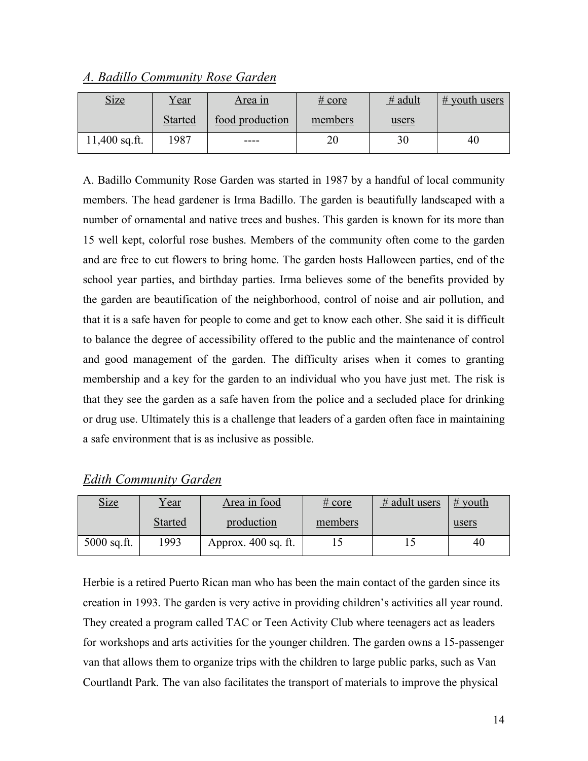### *A. Badillo Community Rose Garden*

| Size | Year Started | Area in food production | # core members | # adult users | # youth users |
|---|---|---|---|---|---|
| 11,400 sq.ft. | 1987 | ---- | 20 | 30 | 40 |

A. Badillo Community Rose Garden was started in 1987 by a handful of local community members. The head gardener is Irma Badillo. The garden is beautifully landscaped with a number of ornamental and native trees and bushes. This garden is known for its more than 15 well kept, colorful rose bushes. Members of the community often come to the garden and are free to cut flowers to bring home. The garden hosts Halloween parties, end of the school year parties, and birthday parties. Irma believes some of the benefits provided by the garden are beautification of the neighborhood, control of noise and air pollution, and that it is a safe haven for people to come and get to know each other. She said it is difficult to balance the degree of accessibility offered to the public and the maintenance of control and good management of the garden. The difficulty arises when it comes to granting membership and a key for the garden to an individual who you have just met. The risk is that they see the garden as a safe haven from the police and a secluded place for drinking or drug use. Ultimately this is a challenge that leaders of a garden often face in maintaining a safe environment that is as inclusive as possible.

### *Edith Community Garden*

| Size | Year Started | Area in food production | # core members | # adult users | # youth users |
|---|---|---|---|---|---|
| 5000 sq.ft. | 1993 | Approx. 400 sq. ft. | 15 | 15 | 40 |

Herbie is a retired Puerto Rican man who has been the main contact of the garden since its creation in 1993. The garden is very active in providing children's activities all year round. They created a program called TAC or Teen Activity Club where teenagers act as leaders for workshops and arts activities for the younger children. The garden owns a 15-passenger van that allows them to organize trips with the children to large public parks, such as Van Courtlandt Park. The van also facilitates the transport of materials to improve the physical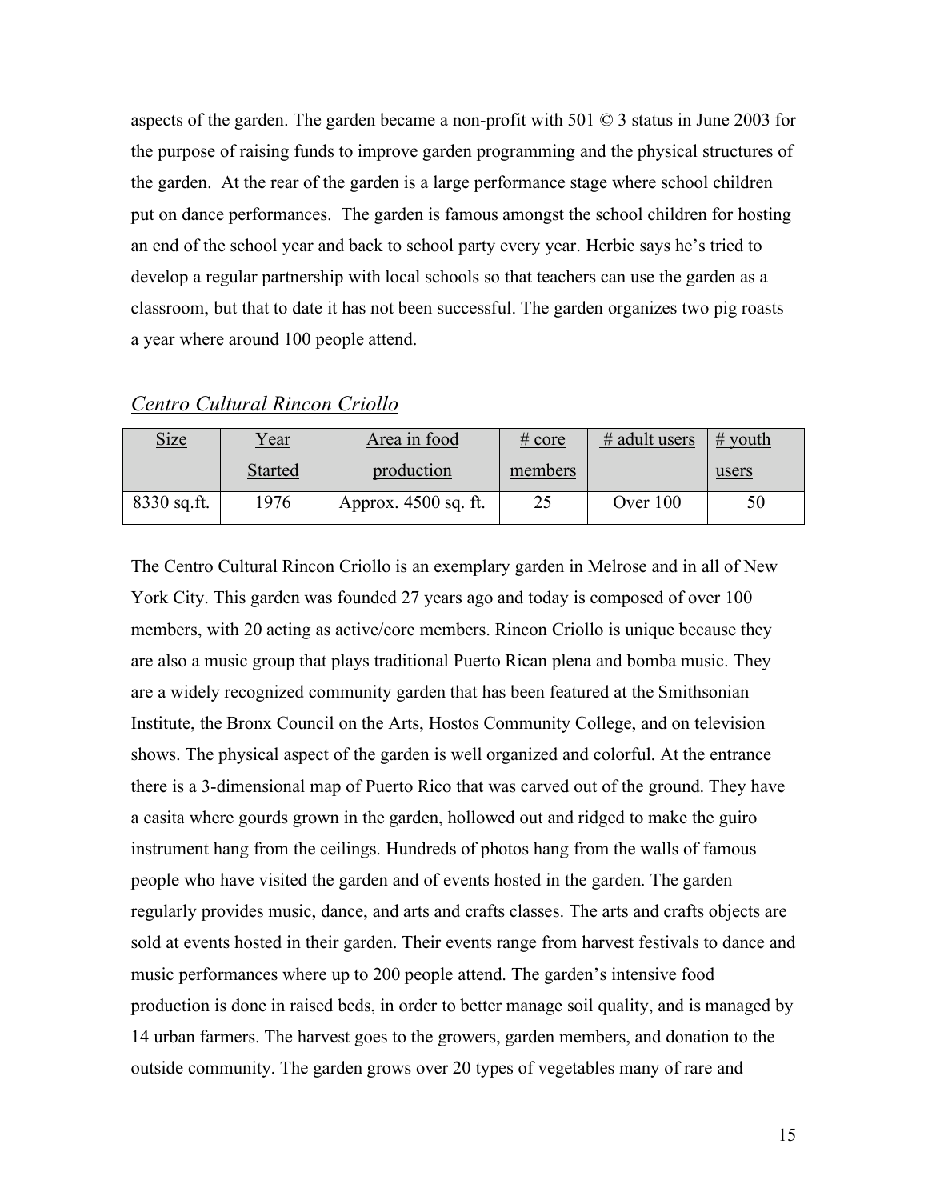aspects of the garden. The garden became a non-profit with 501 © 3 status in June 2003 for the purpose of raising funds to improve garden programming and the physical structures of the garden. At the rear of the garden is a large performance stage where school children put on dance performances. The garden is famous amongst the school children for hosting an end of the school year and back to school party every year. Herbie says he's tried to develop a regular partnership with local schools so that teachers can use the garden as a classroom, but that to date it has not been successful. The garden organizes two pig roasts a year where around 100 people attend.

## *Centro Cultural Rincon Criollo*

| Size | Year Started | Area in food production | # core members | # adult users | # youth users |
|---|---|---|---|---|---|
| 8330 sq.ft. | 1976 | Approx. 4500 sq. ft. | 25 | Over 100 | 50 |

The Centro Cultural Rincon Criollo is an exemplary garden in Melrose and in all of New York City. This garden was founded 27 years ago and today is composed of over 100 members, with 20 acting as active/core members. Rincon Criollo is unique because they are also a music group that plays traditional Puerto Rican plena and bomba music. They are a widely recognized community garden that has been featured at the Smithsonian Institute, the Bronx Council on the Arts, Hostos Community College, and on television shows. The physical aspect of the garden is well organized and colorful. At the entrance there is a 3-dimensional map of Puerto Rico that was carved out of the ground. They have a casita where gourds grown in the garden, hollowed out and ridged to make the guiro instrument hang from the ceilings. Hundreds of photos hang from the walls of famous people who have visited the garden and of events hosted in the garden. The garden regularly provides music, dance, and arts and crafts classes. The arts and crafts objects are sold at events hosted in their garden. Their events range from harvest festivals to dance and music performances where up to 200 people attend. The garden's intensive food production is done in raised beds, in order to better manage soil quality, and is managed by 14 urban farmers. The harvest goes to the growers, garden members, and donation to the outside community. The garden grows over 20 types of vegetables many of rare and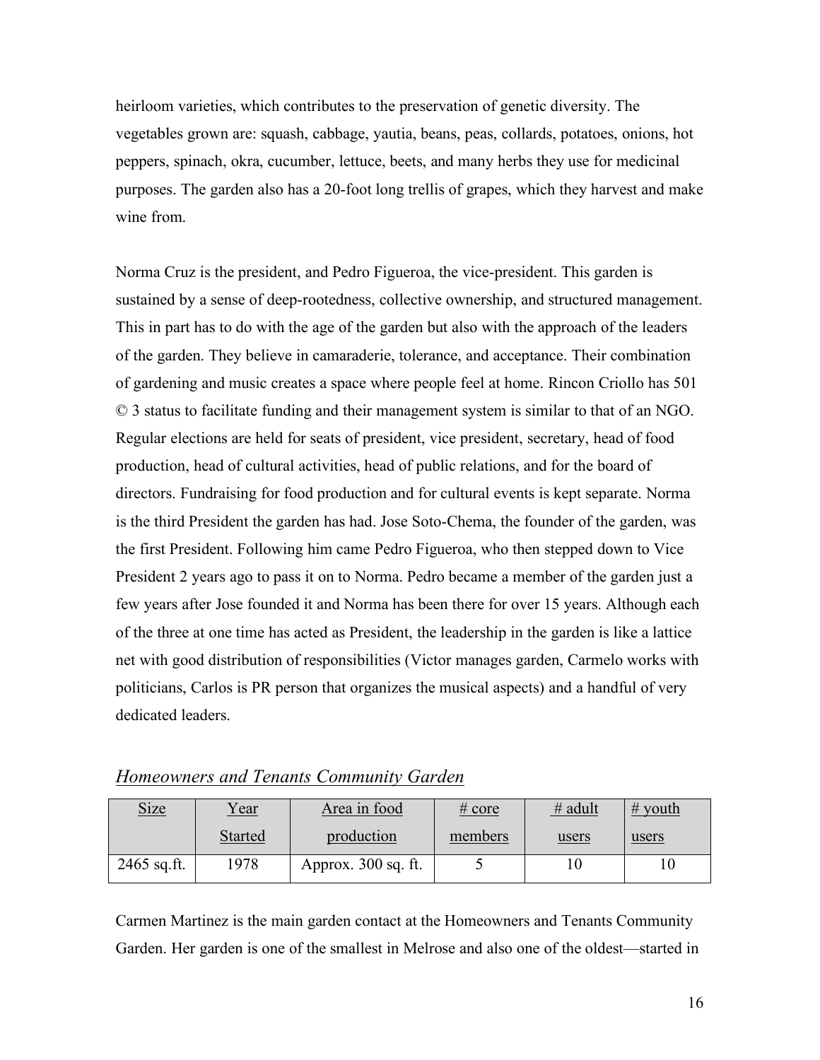heirloom varieties, which contributes to the preservation of genetic diversity. The vegetables grown are: squash, cabbage, yautia, beans, peas, collards, potatoes, onions, hot peppers, spinach, okra, cucumber, lettuce, beets, and many herbs they use for medicinal purposes. The garden also has a 20-foot long trellis of grapes, which they harvest and make wine from.

Norma Cruz is the president, and Pedro Figueroa, the vice-president. This garden is sustained by a sense of deep-rootedness, collective ownership, and structured management. This in part has to do with the age of the garden but also with the approach of the leaders of the garden. They believe in camaraderie, tolerance, and acceptance. Their combination of gardening and music creates a space where people feel at home. Rincon Criollo has 501 © 3 status to facilitate funding and their management system is similar to that of an NGO. Regular elections are held for seats of president, vice president, secretary, head of food production, head of cultural activities, head of public relations, and for the board of directors. Fundraising for food production and for cultural events is kept separate. Norma is the third President the garden has had. Jose Soto-Chema, the founder of the garden, was the first President. Following him came Pedro Figueroa, who then stepped down to Vice President 2 years ago to pass it on to Norma. Pedro became a member of the garden just a few years after Jose founded it and Norma has been there for over 15 years. Although each of the three at one time has acted as President, the leadership in the garden is like a lattice net with good distribution of responsibilities (Victor manages garden, Carmelo works with politicians, Carlos is PR person that organizes the musical aspects) and a handful of very dedicated leaders.

## *Homeowners and Tenants Community Garden*

| Size | Year Started | Area in food production | # core members | # adult users | # youth users |
|---|---|---|---|---|---|
| 2465 sq.ft. | 1978 | Approx. 300 sq. ft. | 5 | 10 | 10 |

Carmen Martinez is the main garden contact at the Homeowners and Tenants Community Garden. Her garden is one of the smallest in Melrose and also one of the oldest—started in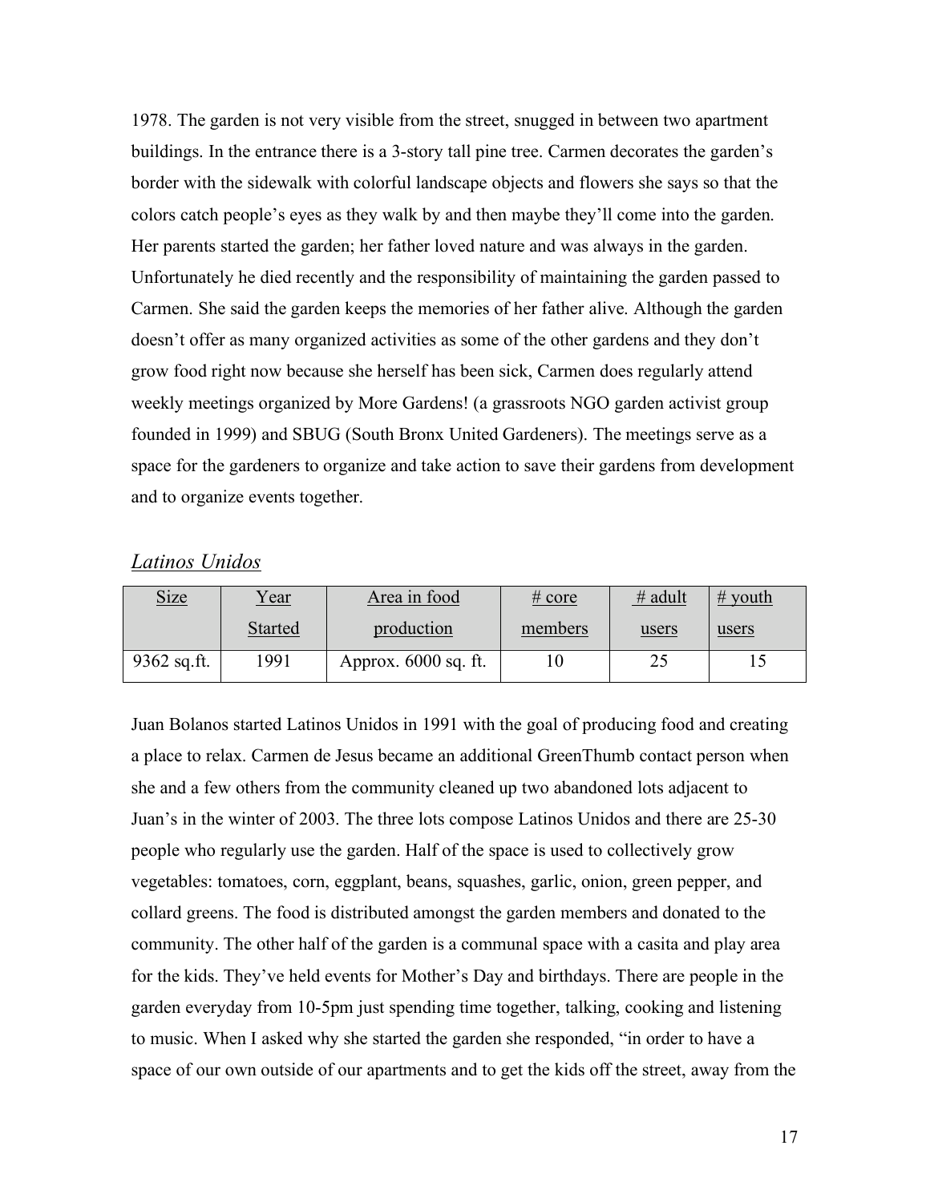1978. The garden is not very visible from the street, snugged in between two apartment buildings. In the entrance there is a 3-story tall pine tree. Carmen decorates the garden's border with the sidewalk with colorful landscape objects and flowers she says so that the colors catch people's eyes as they walk by and then maybe they'll come into the garden. Her parents started the garden; her father loved nature and was always in the garden. Unfortunately he died recently and the responsibility of maintaining the garden passed to Carmen. She said the garden keeps the memories of her father alive. Although the garden doesn't offer as many organized activities as some of the other gardens and they don't grow food right now because she herself has been sick, Carmen does regularly attend weekly meetings organized by More Gardens! (a grassroots NGO garden activist group founded in 1999) and SBUG (South Bronx United Gardeners). The meetings serve as a space for the gardeners to organize and take action to save their gardens from development and to organize events together.

### *Latinos Unidos*

| Size | Year Started | Area in food production | # core members | # adult users | # youth users |
|---|---|---|---|---|---|
| 9362 sq.ft. | 1991 | Approx. 6000 sq. ft. | 10 | 25 | 15 |

Juan Bolanos started Latinos Unidos in 1991 with the goal of producing food and creating a place to relax. Carmen de Jesus became an additional GreenThumb contact person when she and a few others from the community cleaned up two abandoned lots adjacent to Juan's in the winter of 2003. The three lots compose Latinos Unidos and there are 25-30 people who regularly use the garden. Half of the space is used to collectively grow vegetables: tomatoes, corn, eggplant, beans, squashes, garlic, onion, green pepper, and collard greens. The food is distributed amongst the garden members and donated to the community. The other half of the garden is a communal space with a casita and play area for the kids. They've held events for Mother's Day and birthdays. There are people in the garden everyday from 10-5pm just spending time together, talking, cooking and listening to music. When I asked why she started the garden she responded, "in order to have a space of our own outside of our apartments and to get the kids off the street, away from the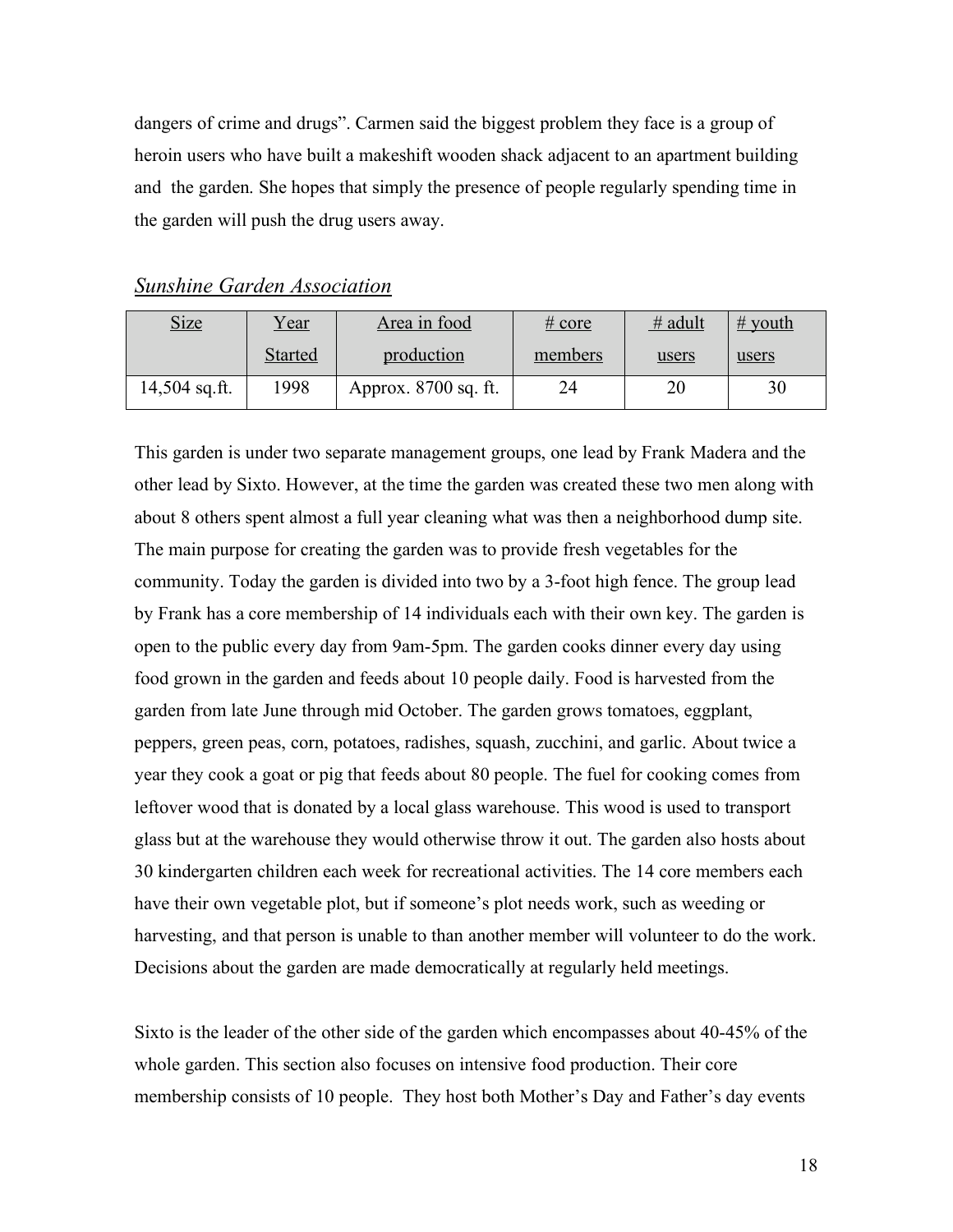dangers of crime and drugs". Carmen said the biggest problem they face is a group of heroin users who have built a makeshift wooden shack adjacent to an apartment building and the garden. She hopes that simply the presence of people regularly spending time in the garden will push the drug users away.

## *Sunshine Garden Association*

| Size | Year Started | Area in food production | # core members | # adult users | # youth users |
|---|---|---|---|---|---|
| 14,504 sq.ft. | 1998 | Approx. 8700 sq. ft. | 24 | 20 | 30 |

This garden is under two separate management groups, one lead by Frank Madera and the other lead by Sixto. However, at the time the garden was created these two men along with about 8 others spent almost a full year cleaning what was then a neighborhood dump site. The main purpose for creating the garden was to provide fresh vegetables for the community. Today the garden is divided into two by a 3-foot high fence. The group lead by Frank has a core membership of 14 individuals each with their own key. The garden is open to the public every day from 9am-5pm. The garden cooks dinner every day using food grown in the garden and feeds about 10 people daily. Food is harvested from the garden from late June through mid October. The garden grows tomatoes, eggplant, peppers, green peas, corn, potatoes, radishes, squash, zucchini, and garlic. About twice a year they cook a goat or pig that feeds about 80 people. The fuel for cooking comes from leftover wood that is donated by a local glass warehouse. This wood is used to transport glass but at the warehouse they would otherwise throw it out. The garden also hosts about 30 kindergarten children each week for recreational activities. The 14 core members each have their own vegetable plot, but if someone's plot needs work, such as weeding or harvesting, and that person is unable to than another member will volunteer to do the work. Decisions about the garden are made democratically at regularly held meetings.

Sixto is the leader of the other side of the garden which encompasses about 40-45% of the whole garden. This section also focuses on intensive food production. Their core membership consists of 10 people. They host both Mother's Day and Father's day events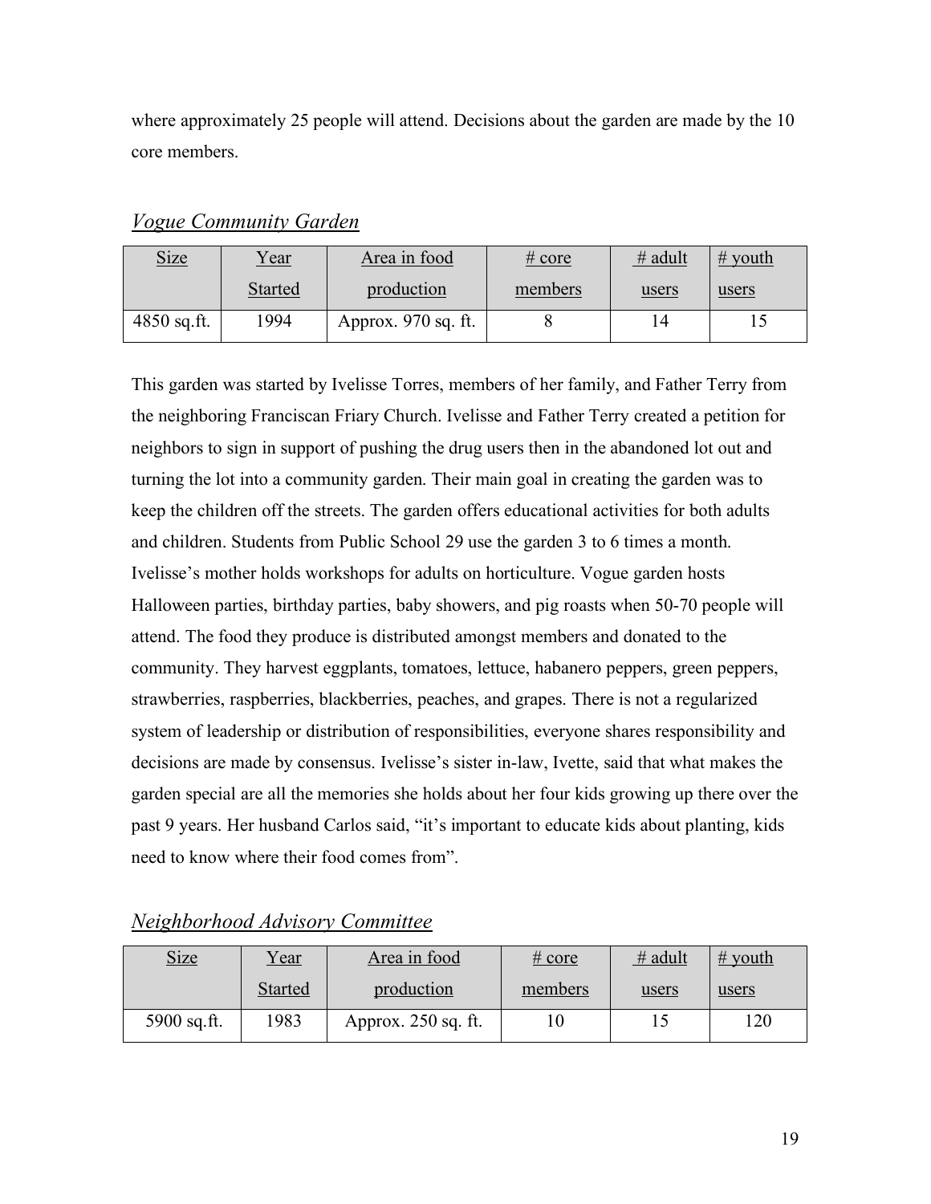where approximately 25 people will attend. Decisions about the garden are made by the 10 core members.

### *Vogue Community Garden*

| Size | Year Started | Area in food production | # core members | # adult users | # youth users |
|---|---|---|---|---|---|
| 4850 sq.ft. | 1994 | Approx. 970 sq. ft. | 8 | 14 | 15 |

This garden was started by Ivelisse Torres, members of her family, and Father Terry from the neighboring Franciscan Friary Church. Ivelisse and Father Terry created a petition for neighbors to sign in support of pushing the drug users then in the abandoned lot out and turning the lot into a community garden. Their main goal in creating the garden was to keep the children off the streets. The garden offers educational activities for both adults and children. Students from Public School 29 use the garden 3 to 6 times a month. Ivelisse's mother holds workshops for adults on horticulture. Vogue garden hosts Halloween parties, birthday parties, baby showers, and pig roasts when 50-70 people will attend. The food they produce is distributed amongst members and donated to the community. They harvest eggplants, tomatoes, lettuce, habanero peppers, green peppers, strawberries, raspberries, blackberries, peaches, and grapes. There is not a regularized system of leadership or distribution of responsibilities, everyone shares responsibility and decisions are made by consensus. Ivelisse's sister in-law, Ivette, said that what makes the garden special are all the memories she holds about her four kids growing up there over the past 9 years. Her husband Carlos said, "it's important to educate kids about planting, kids need to know where their food comes from".

### *Neighborhood Advisory Committee*

| Size | Year Started | Area in food production | # core members | # adult users | # youth users |
|---|---|---|---|---|---|
| 5900 sq.ft. | 1983 | Approx. 250 sq. ft. | 10 | 15 | 120 |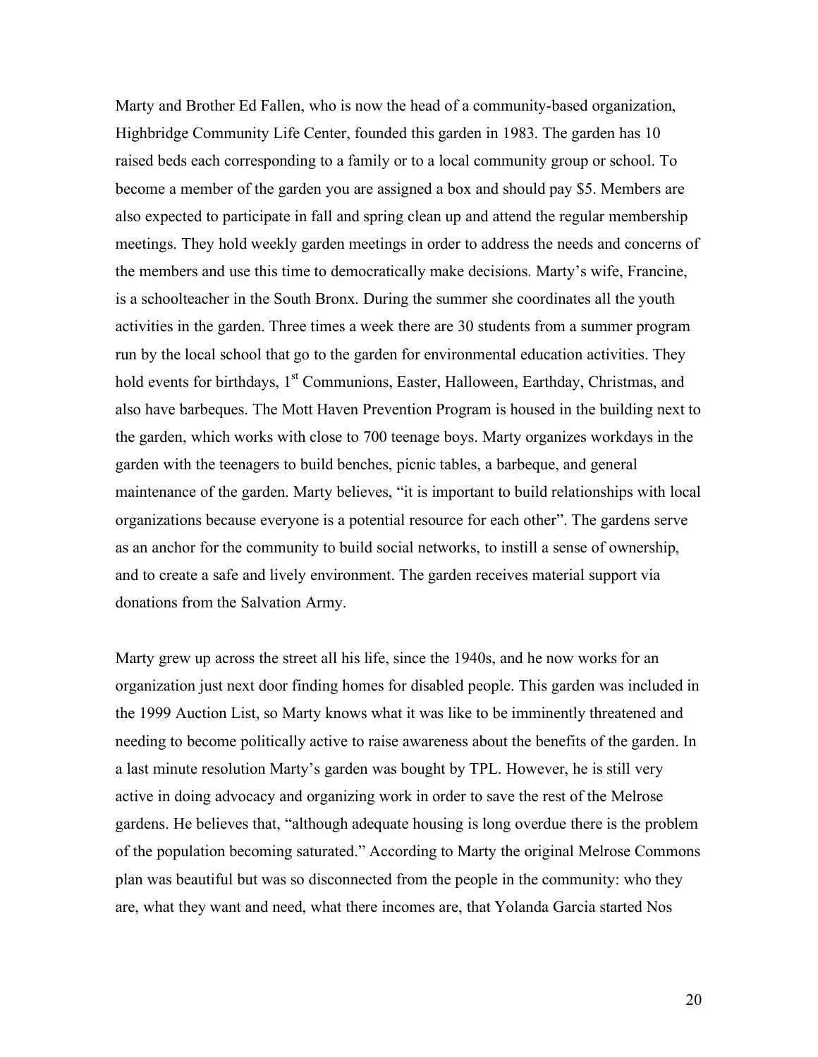Marty and Brother Ed Fallen, who is now the head of a community-based organization, Highbridge Community Life Center, founded this garden in 1983. The garden has 10 raised beds each corresponding to a family or to a local community group or school. To become a member of the garden you are assigned a box and should pay $5. Members are also expected to participate in fall and spring clean up and attend the regular membership meetings. They hold weekly garden meetings in order to address the needs and concerns of the members and use this time to democratically make decisions. Marty's wife, Francine, is a schoolteacher in the South Bronx. During the summer she coordinates all the youth activities in the garden. Three times a week there are 30 students from a summer program run by the local school that go to the garden for environmental education activities. They hold events for birthdays, 1st Communions, Easter, Halloween, Earthday, Christmas, and also have barbeques. The Mott Haven Prevention Program is housed in the building next to the garden, which works with close to 700 teenage boys. Marty organizes workdays in the garden with the teenagers to build benches, picnic tables, a barbeque, and general maintenance of the garden. Marty believes, "it is important to build relationships with local organizations because everyone is a potential resource for each other". The gardens serve as an anchor for the community to build social networks, to instill a sense of ownership, and to create a safe and lively environment. The garden receives material support via donations from the Salvation Army.

Marty grew up across the street all his life, since the 1940s, and he now works for an organization just next door finding homes for disabled people. This garden was included in the 1999 Auction List, so Marty knows what it was like to be imminently threatened and needing to become politically active to raise awareness about the benefits of the garden. In a last minute resolution Marty's garden was bought by TPL. However, he is still very active in doing advocacy and organizing work in order to save the rest of the Melrose gardens. He believes that, "although adequate housing is long overdue there is the problem of the population becoming saturated." According to Marty the original Melrose Commons plan was beautiful but was so disconnected from the people in the community: who they are, what they want and need, what there incomes are, that Yolanda Garcia started Nos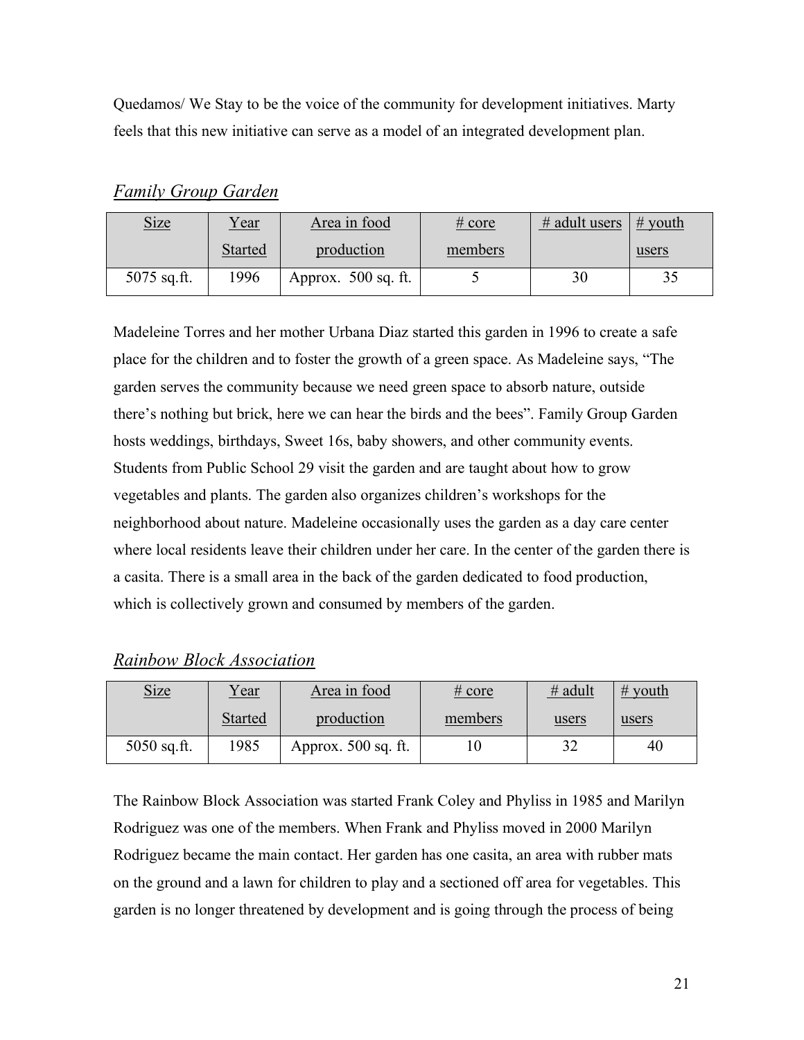Quedamos/ We Stay to be the voice of the community for development initiatives. Marty feels that this new initiative can serve as a model of an integrated development plan.

## *Family Group Garden*

| Size | Year Started | Area in food production | # core members | # adult users | # youth users |
|---|---|---|---|---|---|
| 5075 sq.ft. | 1996 | Approx. 500 sq. ft. | 5 | 30 | 35 |

Madeleine Torres and her mother Urbana Diaz started this garden in 1996 to create a safe place for the children and to foster the growth of a green space. As Madeleine says, "The garden serves the community because we need green space to absorb nature, outside there's nothing but brick, here we can hear the birds and the bees". Family Group Garden hosts weddings, birthdays, Sweet 16s, baby showers, and other community events. Students from Public School 29 visit the garden and are taught about how to grow vegetables and plants. The garden also organizes children's workshops for the neighborhood about nature. Madeleine occasionally uses the garden as a day care center where local residents leave their children under her care. In the center of the garden there is a casita. There is a small area in the back of the garden dedicated to food production, which is collectively grown and consumed by members of the garden.

## *Rainbow Block Association*

| Size | Year Started | Area in food production | # core members | # adult users | # youth users |
|---|---|---|---|---|---|
| 5050 sq.ft. | 1985 | Approx. 500 sq. ft. | 10 | 32 | 40 |

The Rainbow Block Association was started Frank Coley and Phyliss in 1985 and Marilyn Rodriguez was one of the members. When Frank and Phyliss moved in 2000 Marilyn Rodriguez became the main contact. Her garden has one casita, an area with rubber mats on the ground and a lawn for children to play and a sectioned off area for vegetables. This garden is no longer threatened by development and is going through the process of being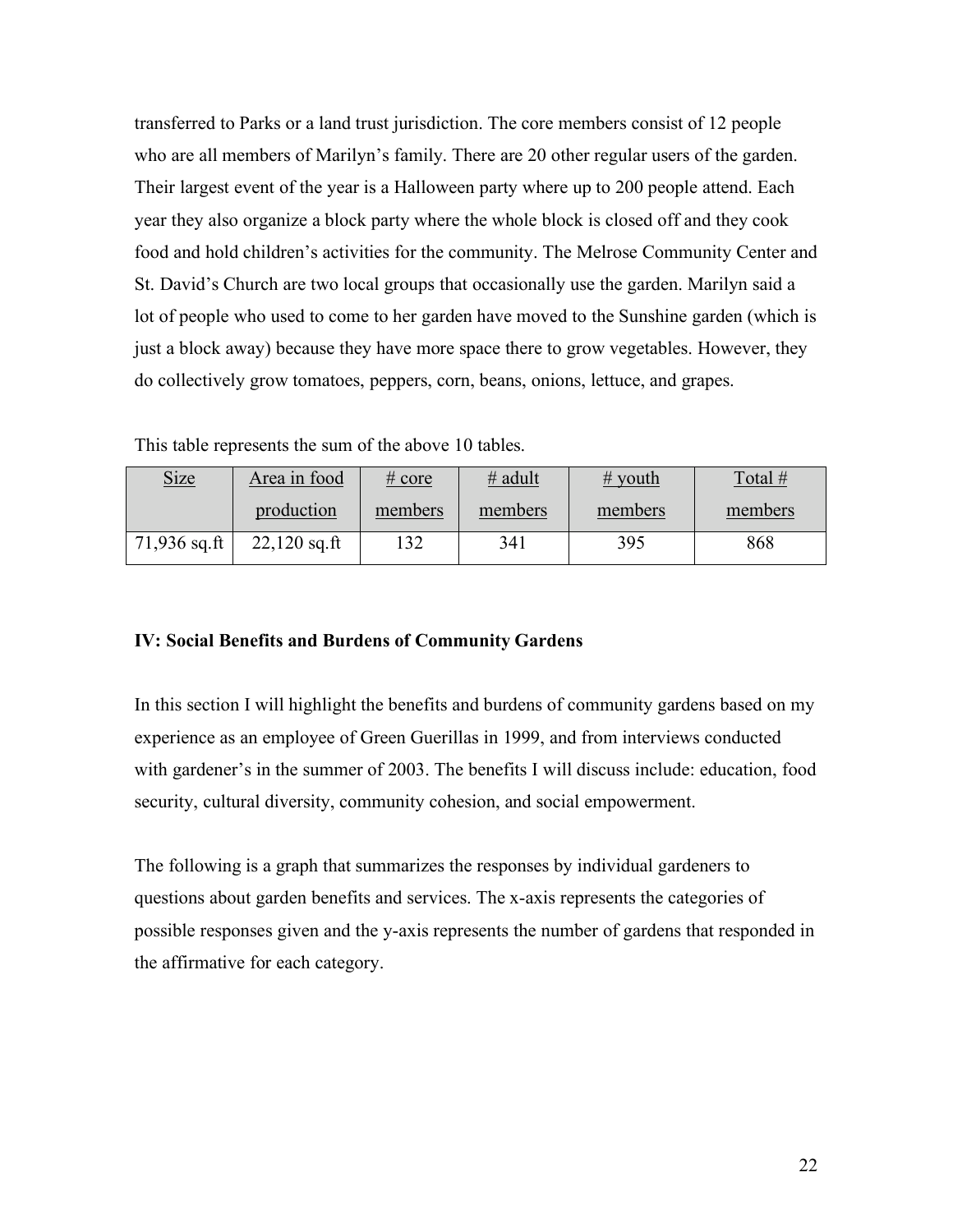transferred to Parks or a land trust jurisdiction. The core members consist of 12 people who are all members of Marilyn's family. There are 20 other regular users of the garden. Their largest event of the year is a Halloween party where up to 200 people attend. Each year they also organize a block party where the whole block is closed off and they cook food and hold children's activities for the community. The Melrose Community Center and St. David's Church are two local groups that occasionally use the garden. Marilyn said a lot of people who used to come to her garden have moved to the Sunshine garden (which is just a block away) because they have more space there to grow vegetables. However, they do collectively grow tomatoes, peppers, corn, beans, onions, lettuce, and grapes.

This table represents the sum of the above 10 tables.

| Size | Area in food production | # core members | # adult members | # youth members | Total # members |
|---|---|---|---|---|---|
| 71,936 sq.ft | 22,120 sq.ft | 132 | 341 | 395 | 868 |

**IV: Social Benefits and Burdens of Community Gardens**

In this section I will highlight the benefits and burdens of community gardens based on my experience as an employee of Green Guerillas in 1999, and from interviews conducted with gardener's in the summer of 2003. The benefits I will discuss include: education, food security, cultural diversity, community cohesion, and social empowerment.

The following is a graph that summarizes the responses by individual gardeners to questions about garden benefits and services. The x-axis represents the categories of possible responses given and the y-axis represents the number of gardens that responded in the affirmative for each category.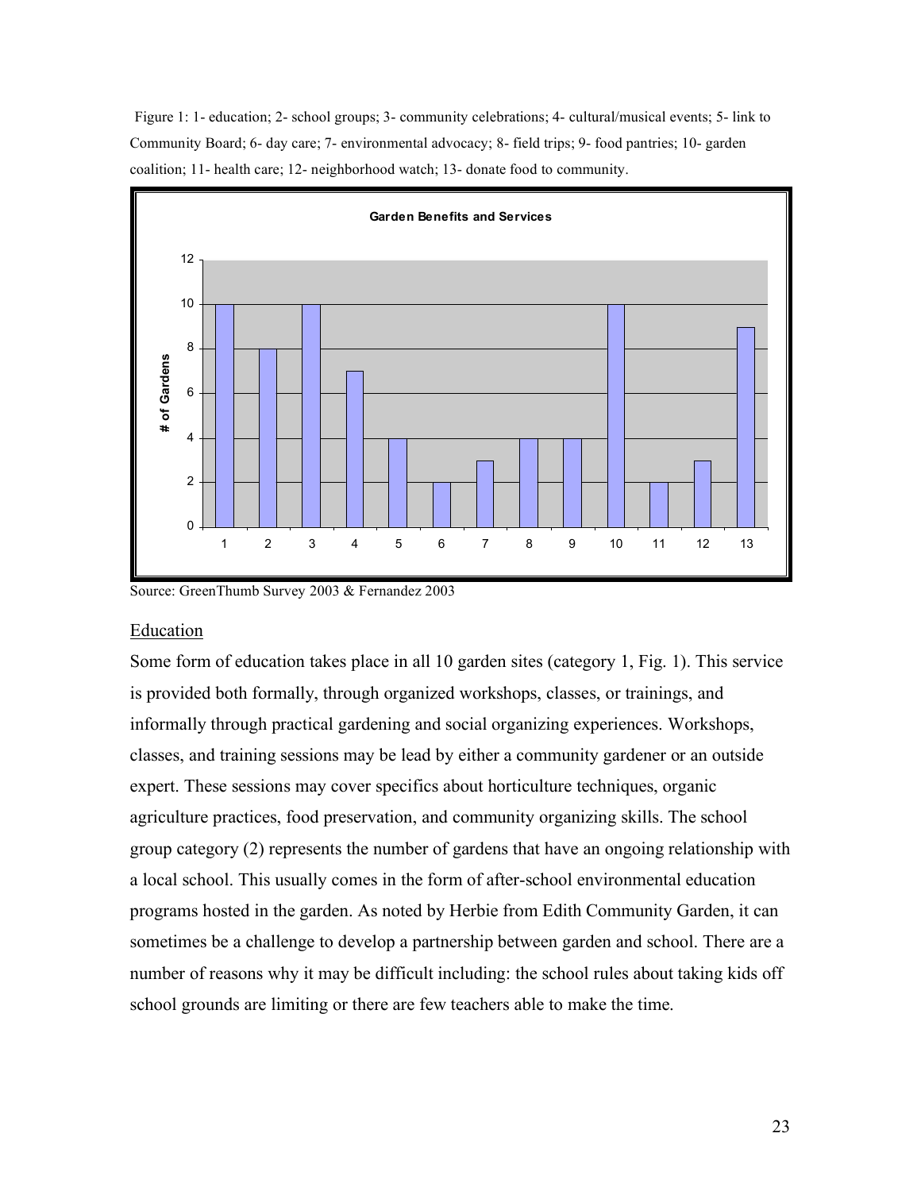Figure 1: 1- education; 2- school groups; 3- community celebrations; 4- cultural/musical events; 5- link to Community Board; 6- day care; 7- environmental advocacy; 8- field trips; 9- food pantries; 10- garden coalition; 11- health care; 12- neighborhood watch; 13- donate food to community.

Source: GreenThumb Survey 2003 & Fernandez 2003

## Education

Some form of education takes place in all 10 garden sites (category 1, Fig. 1). This service is provided both formally, through organized workshops, classes, or trainings, and informally through practical gardening and social organizing experiences. Workshops, classes, and training sessions may be lead by either a community gardener or an outside expert. These sessions may cover specifics about horticulture techniques, organic agriculture practices, food preservation, and community organizing skills. The school group category (2) represents the number of gardens that have an ongoing relationship with a local school. This usually comes in the form of after-school environmental education programs hosted in the garden. As noted by Herbie from Edith Community Garden, it can sometimes be a challenge to develop a partnership between garden and school. There are a number of reasons why it may be difficult including: the school rules about taking kids off school grounds are limiting or there are few teachers able to make the time.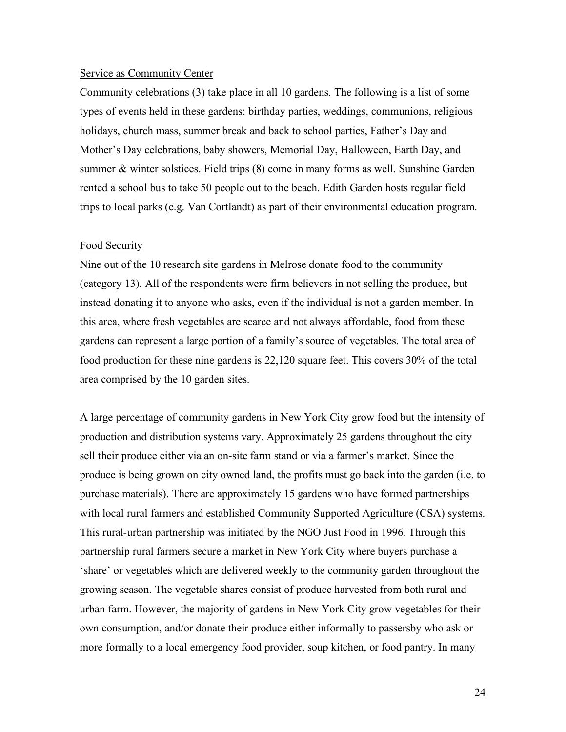Service as Community Center

Community celebrations (3) take place in all 10 gardens. The following is a list of some types of events held in these gardens: birthday parties, weddings, communions, religious holidays, church mass, summer break and back to school parties, Father's Day and Mother's Day celebrations, baby showers, Memorial Day, Halloween, Earth Day, and summer & winter solstices. Field trips (8) come in many forms as well. Sunshine Garden rented a school bus to take 50 people out to the beach. Edith Garden hosts regular field trips to local parks (e.g. Van Cortlandt) as part of their environmental education program.

Food Security

Nine out of the 10 research site gardens in Melrose donate food to the community (category 13). All of the respondents were firm believers in not selling the produce, but instead donating it to anyone who asks, even if the individual is not a garden member. In this area, where fresh vegetables are scarce and not always affordable, food from these gardens can represent a large portion of a family's source of vegetables. The total area of food production for these nine gardens is 22,120 square feet. This covers 30% of the total area comprised by the 10 garden sites.

A large percentage of community gardens in New York City grow food but the intensity of production and distribution systems vary. Approximately 25 gardens throughout the city sell their produce either via an on-site farm stand or via a farmer's market. Since the produce is being grown on city owned land, the profits must go back into the garden (i.e. to purchase materials). There are approximately 15 gardens who have formed partnerships with local rural farmers and established Community Supported Agriculture (CSA) systems. This rural-urban partnership was initiated by the NGO Just Food in 1996. Through this partnership rural farmers secure a market in New York City where buyers purchase a 'share' or vegetables which are delivered weekly to the community garden throughout the growing season. The vegetable shares consist of produce harvested from both rural and urban farm. However, the majority of gardens in New York City grow vegetables for their own consumption, and/or donate their produce either informally to passersby who ask or more formally to a local emergency food provider, soup kitchen, or food pantry. In many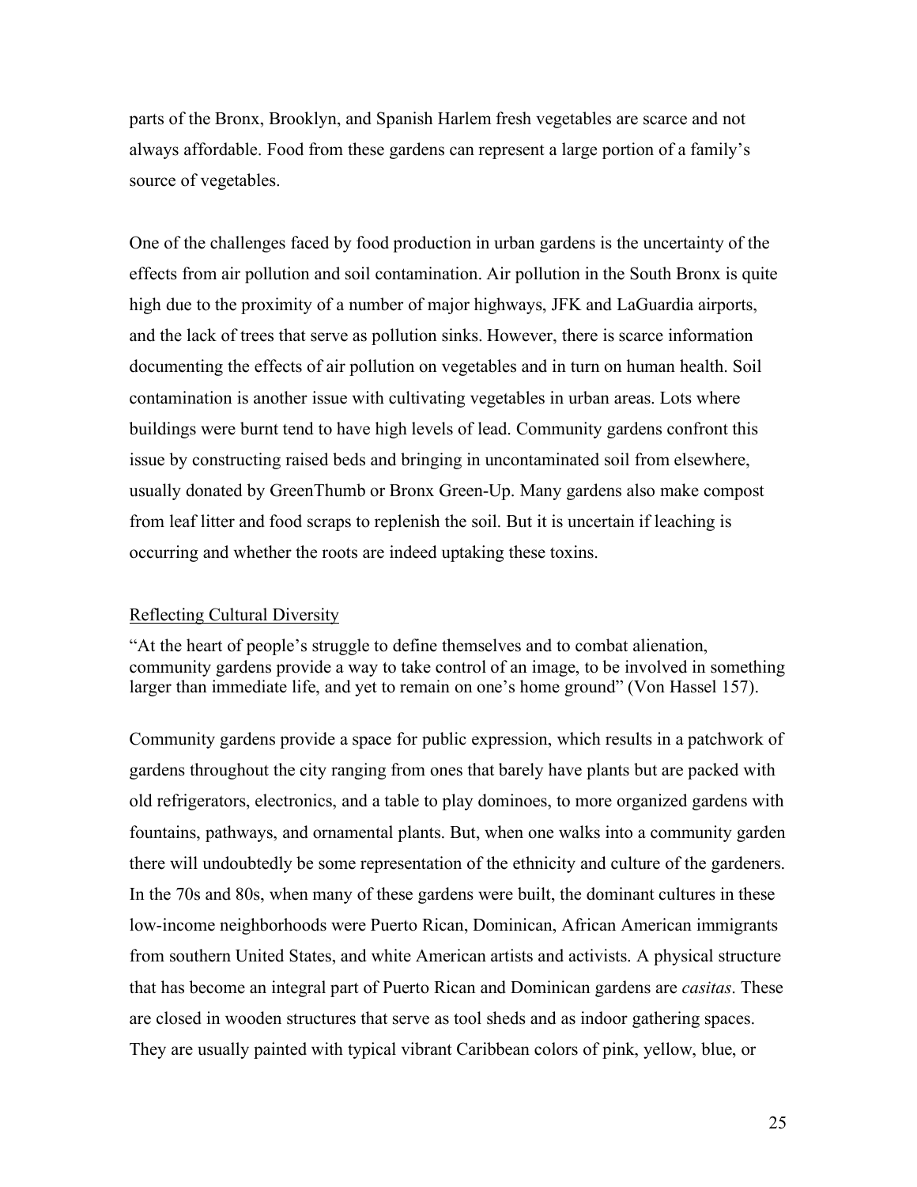parts of the Bronx, Brooklyn, and Spanish Harlem fresh vegetables are scarce and not always affordable. Food from these gardens can represent a large portion of a family's source of vegetables.

One of the challenges faced by food production in urban gardens is the uncertainty of the effects from air pollution and soil contamination. Air pollution in the South Bronx is quite high due to the proximity of a number of major highways, JFK and LaGuardia airports, and the lack of trees that serve as pollution sinks. However, there is scarce information documenting the effects of air pollution on vegetables and in turn on human health. Soil contamination is another issue with cultivating vegetables in urban areas. Lots where buildings were burnt tend to have high levels of lead. Community gardens confront this issue by constructing raised beds and bringing in uncontaminated soil from elsewhere, usually donated by GreenThumb or Bronx Green-Up. Many gardens also make compost from leaf litter and food scraps to replenish the soil. But it is uncertain if leaching is occurring and whether the roots are indeed uptaking these toxins.

## Reflecting Cultural Diversity

"At the heart of people's struggle to define themselves and to combat alienation, community gardens provide a way to take control of an image, to be involved in something larger than immediate life, and yet to remain on one's home ground" (Von Hassel 157).

Community gardens provide a space for public expression, which results in a patchwork of gardens throughout the city ranging from ones that barely have plants but are packed with old refrigerators, electronics, and a table to play dominoes, to more organized gardens with fountains, pathways, and ornamental plants. But, when one walks into a community garden there will undoubtedly be some representation of the ethnicity and culture of the gardeners. In the 70s and 80s, when many of these gardens were built, the dominant cultures in these low-income neighborhoods were Puerto Rican, Dominican, African American immigrants from southern United States, and white American artists and activists. A physical structure that has become an integral part of Puerto Rican and Dominican gardens are *casitas*. These are closed in wooden structures that serve as tool sheds and as indoor gathering spaces. They are usually painted with typical vibrant Caribbean colors of pink, yellow, blue, or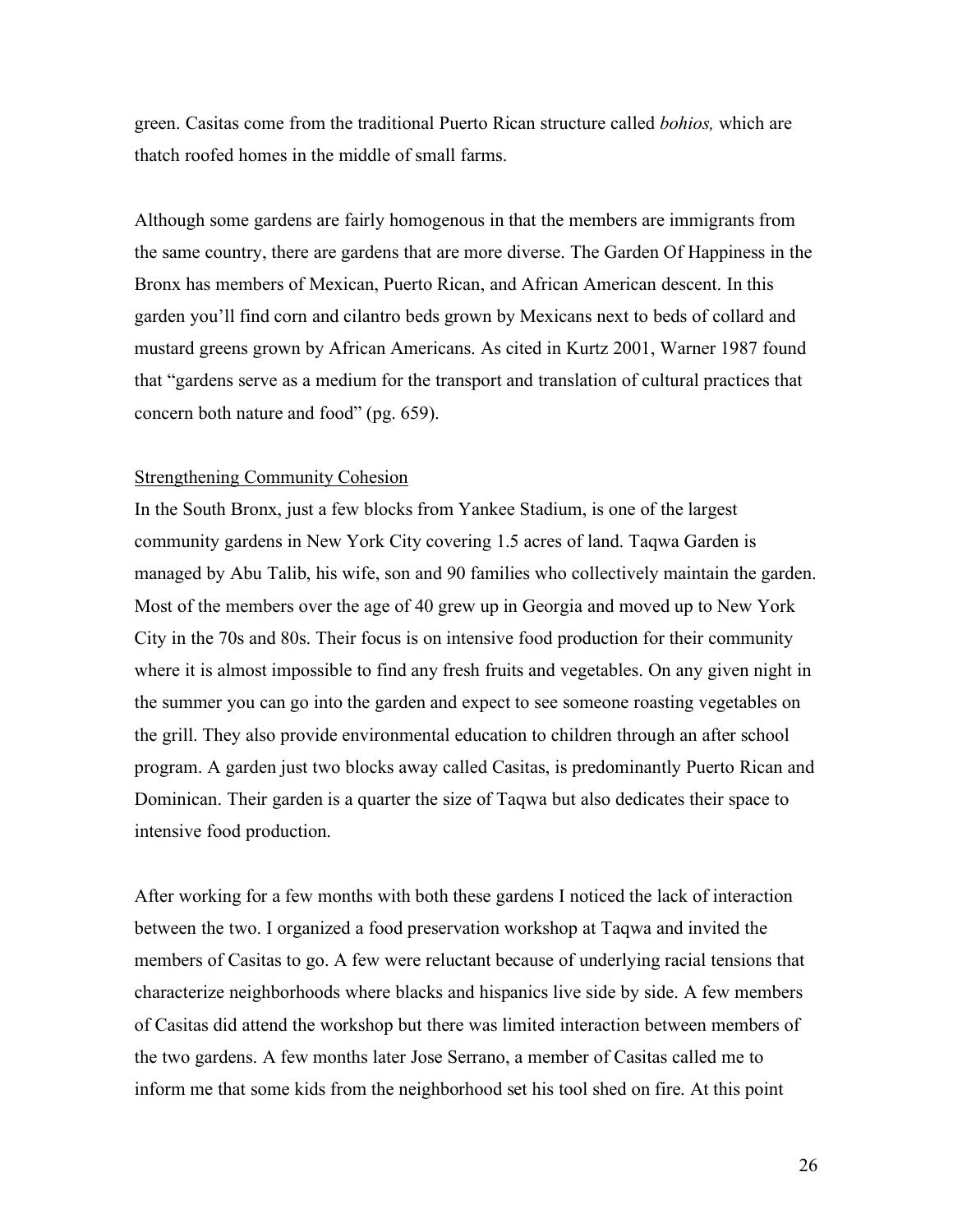green. Casitas come from the traditional Puerto Rican structure called *bohios,* which are thatch roofed homes in the middle of small farms.

Although some gardens are fairly homogenous in that the members are immigrants from the same country, there are gardens that are more diverse. The Garden Of Happiness in the Bronx has members of Mexican, Puerto Rican, and African American descent. In this garden you'll find corn and cilantro beds grown by Mexicans next to beds of collard and mustard greens grown by African Americans. As cited in Kurtz 2001, Warner 1987 found that "gardens serve as a medium for the transport and translation of cultural practices that concern both nature and food" (pg. 659).

<u>Strengthening Community Cohesion</u>

In the South Bronx, just a few blocks from Yankee Stadium, is one of the largest community gardens in New York City covering 1.5 acres of land. Taqwa Garden is managed by Abu Talib, his wife, son and 90 families who collectively maintain the garden. Most of the members over the age of 40 grew up in Georgia and moved up to New York City in the 70s and 80s. Their focus is on intensive food production for their community where it is almost impossible to find any fresh fruits and vegetables. On any given night in the summer you can go into the garden and expect to see someone roasting vegetables on the grill. They also provide environmental education to children through an after school program. A garden just two blocks away called Casitas, is predominantly Puerto Rican and Dominican. Their garden is a quarter the size of Taqwa but also dedicates their space to intensive food production.

After working for a few months with both these gardens I noticed the lack of interaction between the two. I organized a food preservation workshop at Taqwa and invited the members of Casitas to go. A few were reluctant because of underlying racial tensions that characterize neighborhoods where blacks and hispanics live side by side. A few members of Casitas did attend the workshop but there was limited interaction between members of the two gardens. A few months later Jose Serrano, a member of Casitas called me to inform me that some kids from the neighborhood set his tool shed on fire. At this point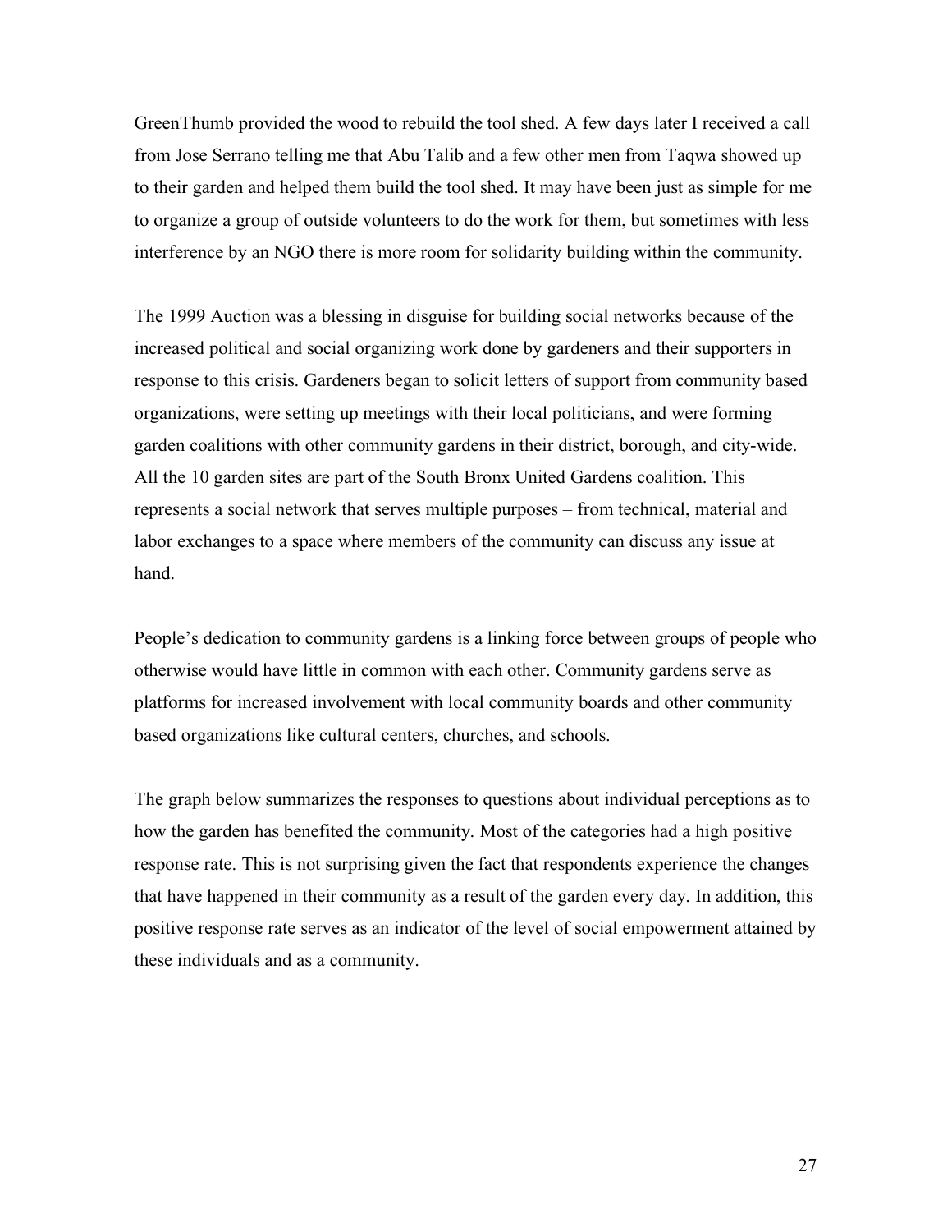GreenThumb provided the wood to rebuild the tool shed. A few days later I received a call from Jose Serrano telling me that Abu Talib and a few other men from Taqwa showed up to their garden and helped them build the tool shed. It may have been just as simple for me to organize a group of outside volunteers to do the work for them, but sometimes with less interference by an NGO there is more room for solidarity building within the community.

The 1999 Auction was a blessing in disguise for building social networks because of the increased political and social organizing work done by gardeners and their supporters in response to this crisis. Gardeners began to solicit letters of support from community based organizations, were setting up meetings with their local politicians, and were forming garden coalitions with other community gardens in their district, borough, and city-wide. All the 10 garden sites are part of the South Bronx United Gardens coalition. This represents a social network that serves multiple purposes – from technical, material and labor exchanges to a space where members of the community can discuss any issue at hand.

People's dedication to community gardens is a linking force between groups of people who otherwise would have little in common with each other. Community gardens serve as platforms for increased involvement with local community boards and other community based organizations like cultural centers, churches, and schools.

The graph below summarizes the responses to questions about individual perceptions as to how the garden has benefited the community. Most of the categories had a high positive response rate. This is not surprising given the fact that respondents experience the changes that have happened in their community as a result of the garden every day. In addition, this positive response rate serves as an indicator of the level of social empowerment attained by these individuals and as a community.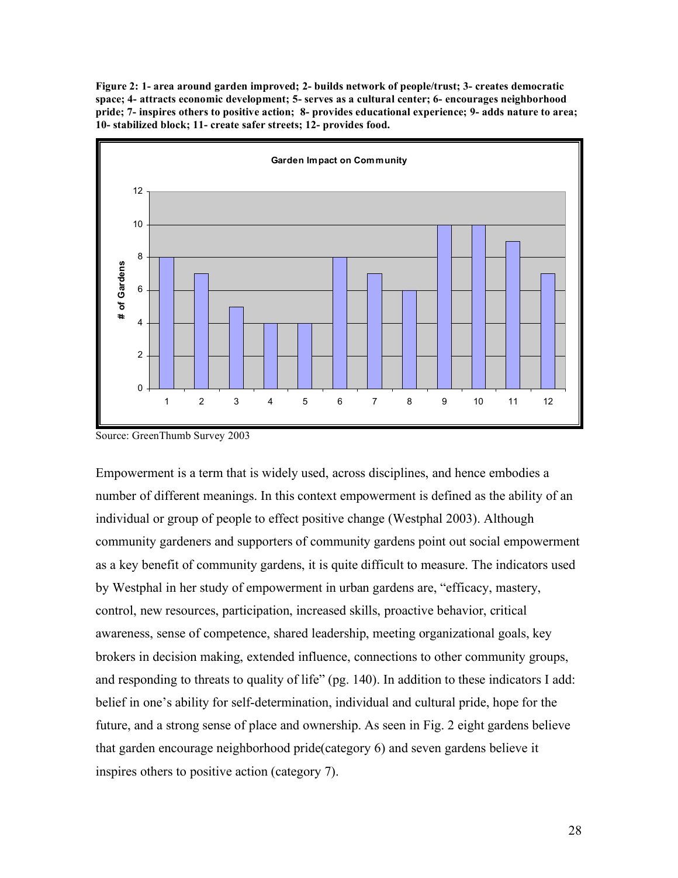**Figure 2: 1- area around garden improved; 2- builds network of people/trust; 3- creates democratic space; 4- attracts economic development; 5- serves as a cultural center; 6- encourages neighborhood pride; 7- inspires others to positive action; 8- provides educational experience; 9- adds nature to area; 10- stabilized block; 11- create safer streets; 12- provides food.**

Source: GreenThumb Survey 2003

Empowerment is a term that is widely used, across disciplines, and hence embodies a number of different meanings. In this context empowerment is defined as the ability of an individual or group of people to effect positive change (Westphal 2003). Although community gardeners and supporters of community gardens point out social empowerment as a key benefit of community gardens, it is quite difficult to measure. The indicators used by Westphal in her study of empowerment in urban gardens are, "efficacy, mastery, control, new resources, participation, increased skills, proactive behavior, critical awareness, sense of competence, shared leadership, meeting organizational goals, key brokers in decision making, extended influence, connections to other community groups, and responding to threats to quality of life" (pg. 140). In addition to these indicators I add: belief in one's ability for self-determination, individual and cultural pride, hope for the future, and a strong sense of place and ownership. As seen in Fig. 2 eight gardens believe that garden encourage neighborhood pride(category 6) and seven gardens believe it inspires others to positive action (category 7).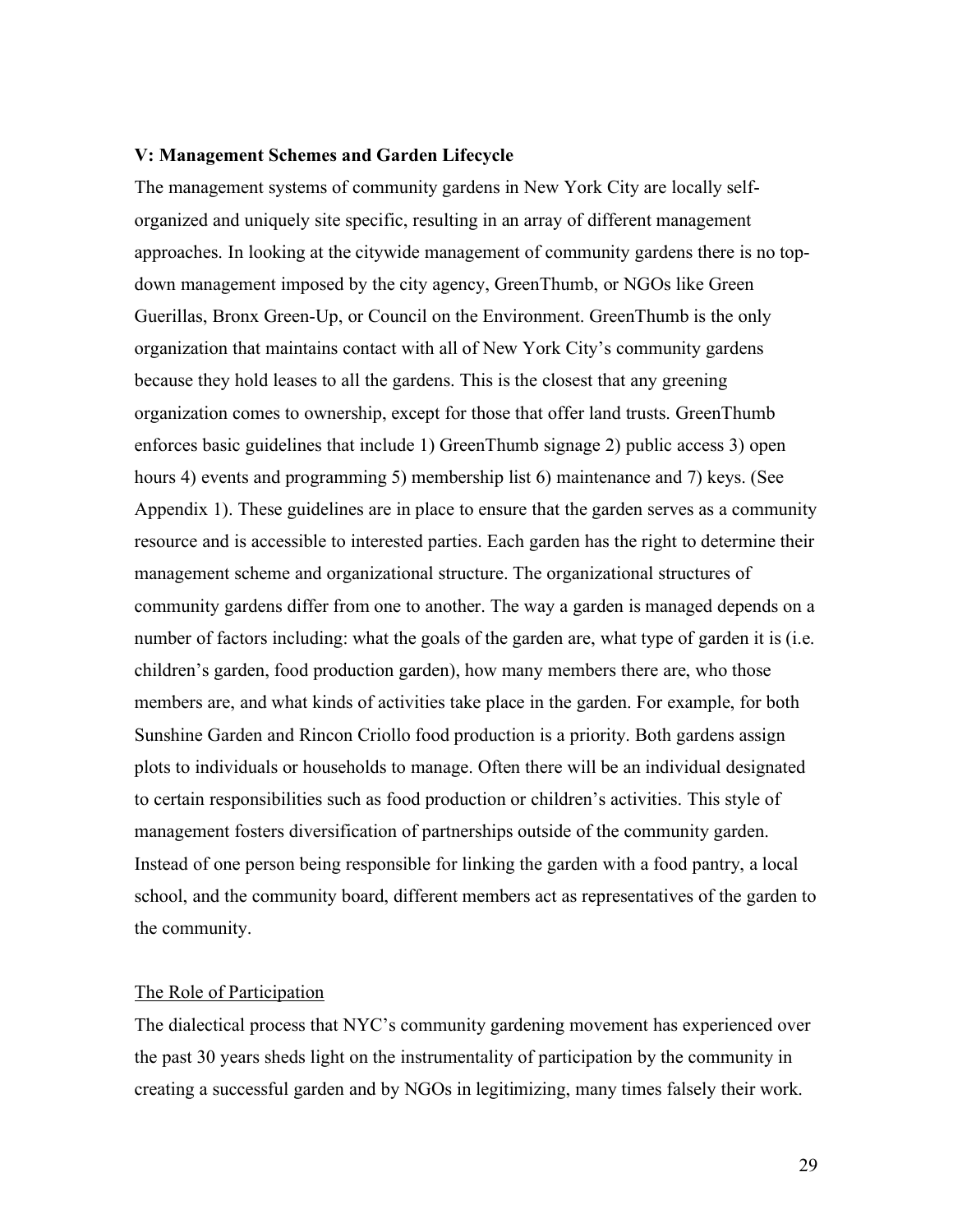**V: Management Schemes and Garden Lifecycle**

The management systems of community gardens in New York City are locally self-organized and uniquely site specific, resulting in an array of different management approaches. In looking at the citywide management of community gardens there is no top-down management imposed by the city agency, GreenThumb, or NGOs like Green Guerillas, Bronx Green-Up, or Council on the Environment. GreenThumb is the only organization that maintains contact with all of New York City's community gardens because they hold leases to all the gardens. This is the closest that any greening organization comes to ownership, except for those that offer land trusts. GreenThumb enforces basic guidelines that include 1) GreenThumb signage 2) public access 3) open hours 4) events and programming 5) membership list 6) maintenance and 7) keys. (See Appendix 1). These guidelines are in place to ensure that the garden serves as a community resource and is accessible to interested parties. Each garden has the right to determine their management scheme and organizational structure. The organizational structures of community gardens differ from one to another. The way a garden is managed depends on a number of factors including: what the goals of the garden are, what type of garden it is (i.e. children's garden, food production garden), how many members there are, who those members are, and what kinds of activities take place in the garden. For example, for both Sunshine Garden and Rincon Criollo food production is a priority. Both gardens assign plots to individuals or households to manage. Often there will be an individual designated to certain responsibilities such as food production or children's activities. This style of management fosters diversification of partnerships outside of the community garden. Instead of one person being responsible for linking the garden with a food pantry, a local school, and the community board, different members act as representatives of the garden to the community.

The Role of Participation

The dialectical process that NYC's community gardening movement has experienced over the past 30 years sheds light on the instrumentality of participation by the community in creating a successful garden and by NGOs in legitimizing, many times falsely their work.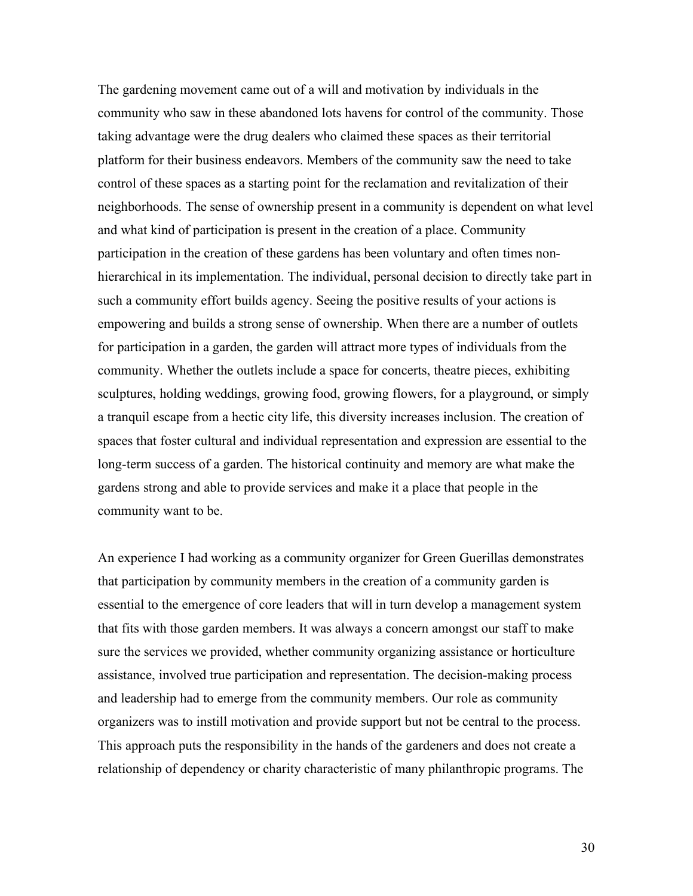The gardening movement came out of a will and motivation by individuals in the community who saw in these abandoned lots havens for control of the community. Those taking advantage were the drug dealers who claimed these spaces as their territorial platform for their business endeavors. Members of the community saw the need to take control of these spaces as a starting point for the reclamation and revitalization of their neighborhoods. The sense of ownership present in a community is dependent on what level and what kind of participation is present in the creation of a place. Community participation in the creation of these gardens has been voluntary and often times non-hierarchical in its implementation. The individual, personal decision to directly take part in such a community effort builds agency. Seeing the positive results of your actions is empowering and builds a strong sense of ownership. When there are a number of outlets for participation in a garden, the garden will attract more types of individuals from the community. Whether the outlets include a space for concerts, theatre pieces, exhibiting sculptures, holding weddings, growing food, growing flowers, for a playground, or simply a tranquil escape from a hectic city life, this diversity increases inclusion. The creation of spaces that foster cultural and individual representation and expression are essential to the long-term success of a garden. The historical continuity and memory are what make the gardens strong and able to provide services and make it a place that people in the community want to be.

An experience I had working as a community organizer for Green Guerillas demonstrates that participation by community members in the creation of a community garden is essential to the emergence of core leaders that will in turn develop a management system that fits with those garden members. It was always a concern amongst our staff to make sure the services we provided, whether community organizing assistance or horticulture assistance, involved true participation and representation. The decision-making process and leadership had to emerge from the community members. Our role as community organizers was to instill motivation and provide support but not be central to the process. This approach puts the responsibility in the hands of the gardeners and does not create a relationship of dependency or charity characteristic of many philanthropic programs. The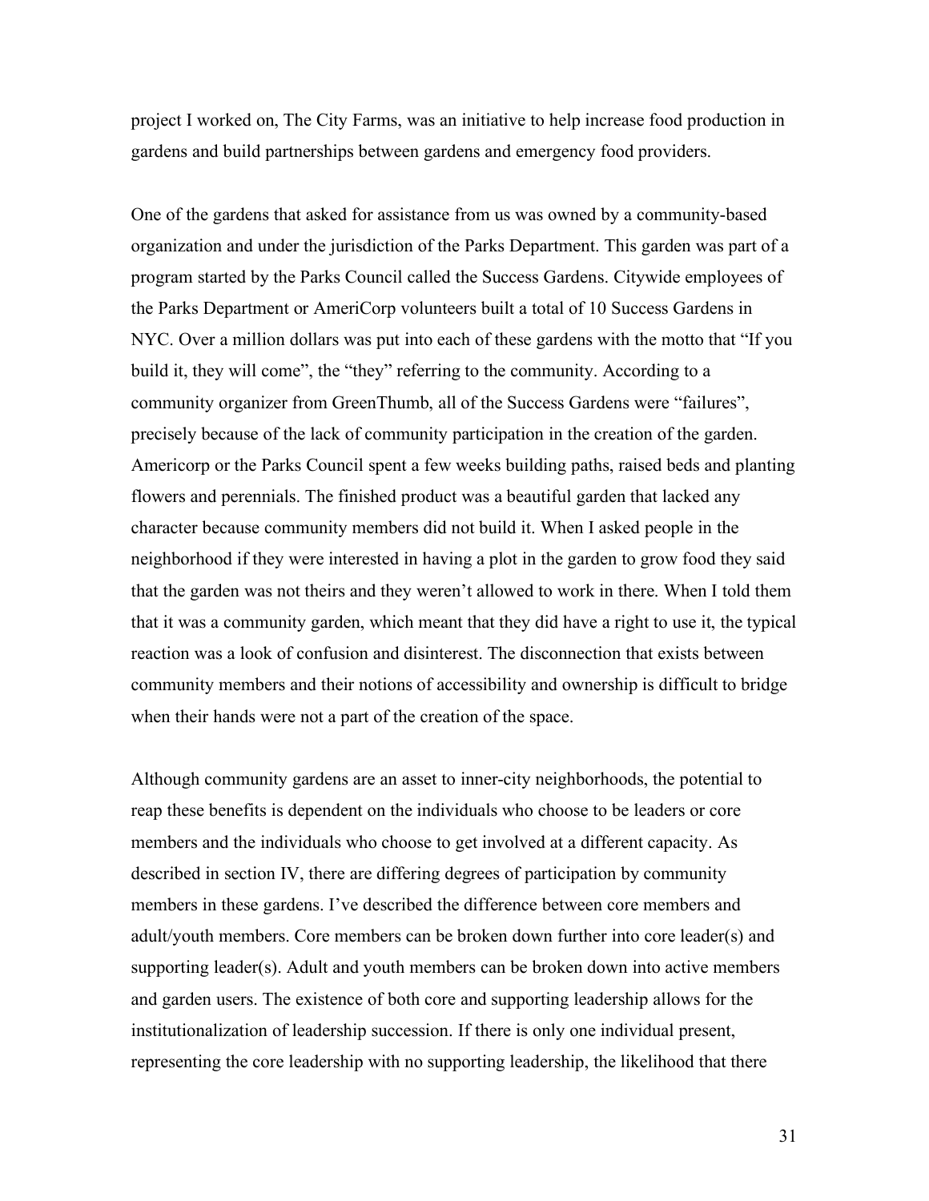project I worked on, The City Farms, was an initiative to help increase food production in gardens and build partnerships between gardens and emergency food providers.

One of the gardens that asked for assistance from us was owned by a community-based organization and under the jurisdiction of the Parks Department. This garden was part of a program started by the Parks Council called the Success Gardens. Citywide employees of the Parks Department or AmeriCorp volunteers built a total of 10 Success Gardens in NYC. Over a million dollars was put into each of these gardens with the motto that "If you build it, they will come", the "they" referring to the community. According to a community organizer from GreenThumb, all of the Success Gardens were "failures", precisely because of the lack of community participation in the creation of the garden. Americorp or the Parks Council spent a few weeks building paths, raised beds and planting flowers and perennials. The finished product was a beautiful garden that lacked any character because community members did not build it. When I asked people in the neighborhood if they were interested in having a plot in the garden to grow food they said that the garden was not theirs and they weren't allowed to work in there. When I told them that it was a community garden, which meant that they did have a right to use it, the typical reaction was a look of confusion and disinterest. The disconnection that exists between community members and their notions of accessibility and ownership is difficult to bridge when their hands were not a part of the creation of the space.

Although community gardens are an asset to inner-city neighborhoods, the potential to reap these benefits is dependent on the individuals who choose to be leaders or core members and the individuals who choose to get involved at a different capacity. As described in section IV, there are differing degrees of participation by community members in these gardens. I've described the difference between core members and adult/youth members. Core members can be broken down further into core leader(s) and supporting leader(s). Adult and youth members can be broken down into active members and garden users. The existence of both core and supporting leadership allows for the institutionalization of leadership succession. If there is only one individual present, representing the core leadership with no supporting leadership, the likelihood that there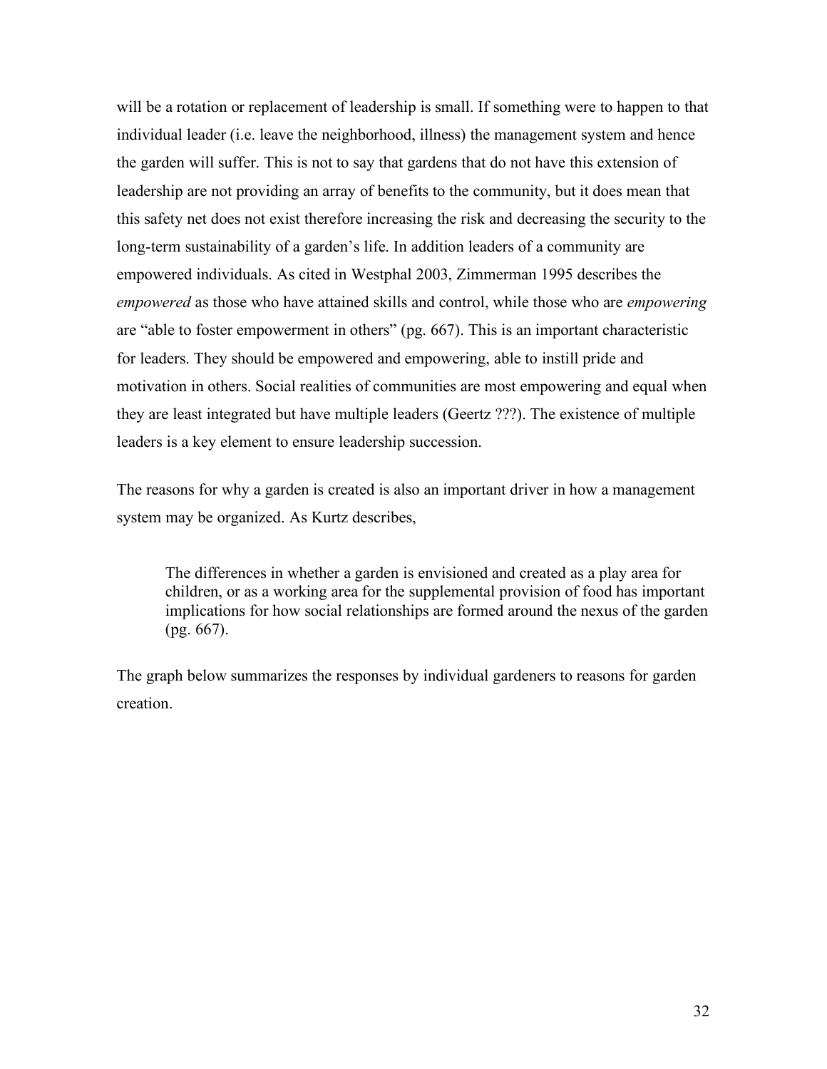will be a rotation or replacement of leadership is small. If something were to happen to that individual leader (i.e. leave the neighborhood, illness) the management system and hence the garden will suffer. This is not to say that gardens that do not have this extension of leadership are not providing an array of benefits to the community, but it does mean that this safety net does not exist therefore increasing the risk and decreasing the security to the long-term sustainability of a garden's life. In addition leaders of a community are empowered individuals. As cited in Westphal 2003, Zimmerman 1995 describes the *empowered* as those who have attained skills and control, while those who are *empowering* are "able to foster empowerment in others" (pg. 667). This is an important characteristic for leaders. They should be empowered and empowering, able to instill pride and motivation in others. Social realities of communities are most empowering and equal when they are least integrated but have multiple leaders (Geertz ???). The existence of multiple leaders is a key element to ensure leadership succession.

The reasons for why a garden is created is also an important driver in how a management system may be organized. As Kurtz describes,

> The differences in whether a garden is envisioned and created as a play area for children, or as a working area for the supplemental provision of food has important implications for how social relationships are formed around the nexus of the garden (pg. 667).

The graph below summarizes the responses by individual gardeners to reasons for garden creation.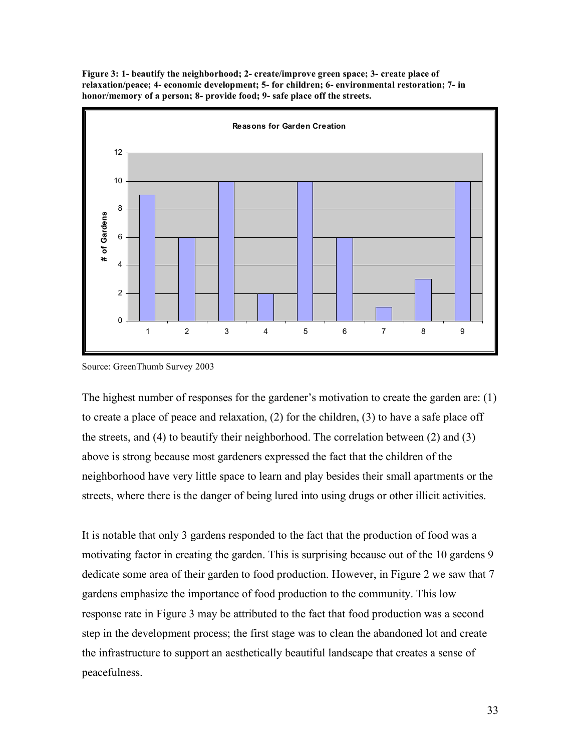**Figure 3: 1- beautify the neighborhood; 2- create/improve green space; 3- create place of relaxation/peace; 4- economic development; 5- for children; 6- environmental restoration; 7- in honor/memory of a person; 8- provide food; 9- safe place off the streets.**

**Reasons for Garden Creation**

| Reason | # of Gardens |
|---|---|
| 1 | 9 |
| 2 | 6 |
| 3 | 10 |
| 4 | 2 |
| 5 | 10 |
| 6 | 6 |
| 7 | 1 |
| 8 | 3 |
| 9 | 10 |

Source: GreenThumb Survey 2003

The highest number of responses for the gardener's motivation to create the garden are: (1) to create a place of peace and relaxation, (2) for the children, (3) to have a safe place off the streets, and (4) to beautify their neighborhood. The correlation between (2) and (3) above is strong because most gardeners expressed the fact that the children of the neighborhood have very little space to learn and play besides their small apartments or the streets, where there is the danger of being lured into using drugs or other illicit activities.

It is notable that only 3 gardens responded to the fact that the production of food was a motivating factor in creating the garden. This is surprising because out of the 10 gardens 9 dedicate some area of their garden to food production. However, in Figure 2 we saw that 7 gardens emphasize the importance of food production to the community. This low response rate in Figure 3 may be attributed to the fact that food production was a second step in the development process; the first stage was to clean the abandoned lot and create the infrastructure to support an aesthetically beautiful landscape that creates a sense of peacefulness.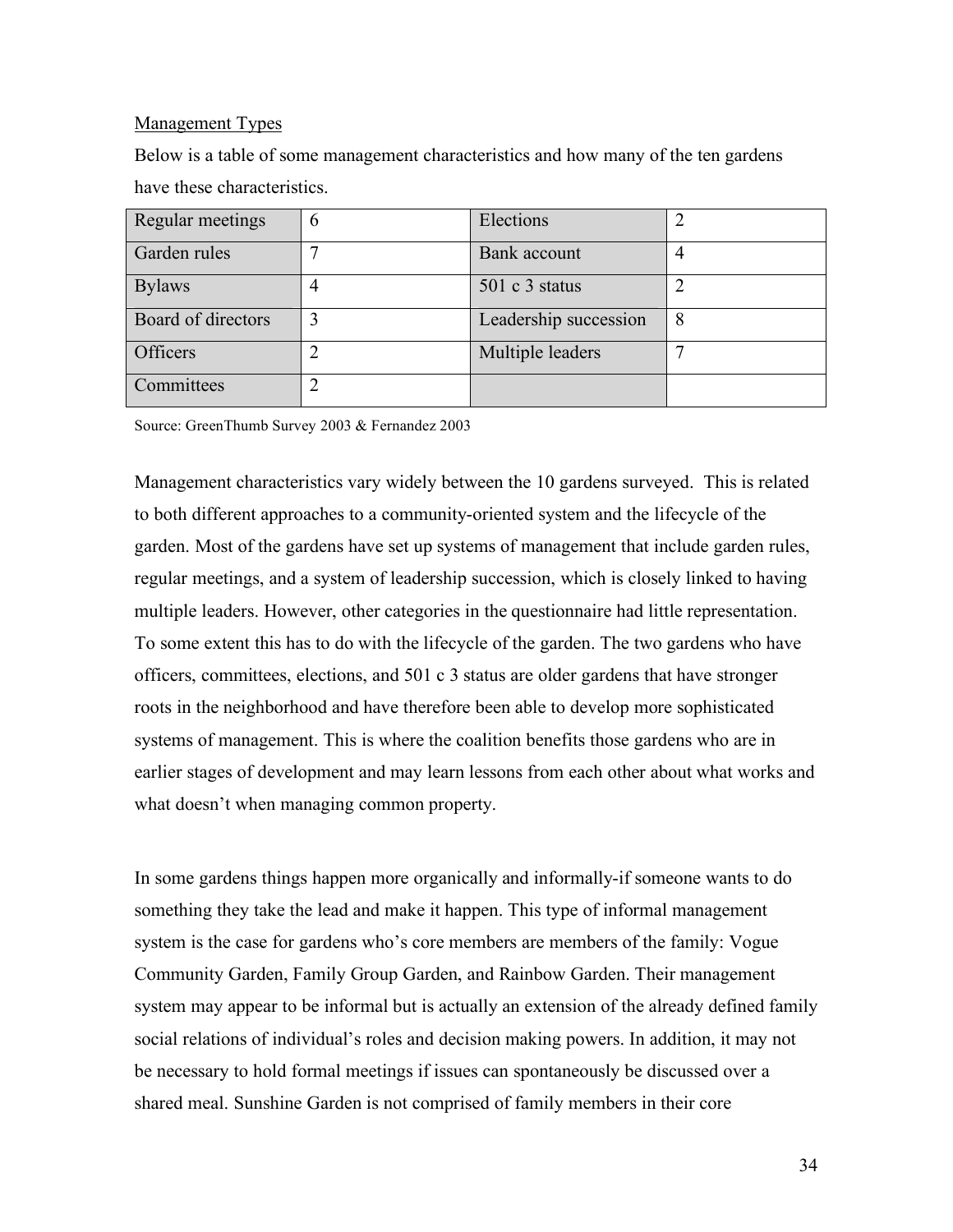Management Types

Below is a table of some management characteristics and how many of the ten gardens have these characteristics.

| Regular meetings | 6 | Elections | 2 |
|---|---|---|---|
| Garden rules | 7 | Bank account | 4 |
| Bylaws | 4 | 501 c 3 status | 2 |
| Board of directors | 3 | Leadership succession | 8 |
| Officers | 2 | Multiple leaders | 7 |
| Committees | 2 | | |

Source: GreenThumb Survey 2003 & Fernandez 2003

Management characteristics vary widely between the 10 gardens surveyed. This is related to both different approaches to a community-oriented system and the lifecycle of the garden. Most of the gardens have set up systems of management that include garden rules, regular meetings, and a system of leadership succession, which is closely linked to having multiple leaders. However, other categories in the questionnaire had little representation. To some extent this has to do with the lifecycle of the garden. The two gardens who have officers, committees, elections, and 501 c 3 status are older gardens that have stronger roots in the neighborhood and have therefore been able to develop more sophisticated systems of management. This is where the coalition benefits those gardens who are in earlier stages of development and may learn lessons from each other about what works and what doesn't when managing common property.

In some gardens things happen more organically and informally-if someone wants to do something they take the lead and make it happen. This type of informal management system is the case for gardens who's core members are members of the family: Vogue Community Garden, Family Group Garden, and Rainbow Garden. Their management system may appear to be informal but is actually an extension of the already defined family social relations of individual's roles and decision making powers. In addition, it may not be necessary to hold formal meetings if issues can spontaneously be discussed over a shared meal. Sunshine Garden is not comprised of family members in their core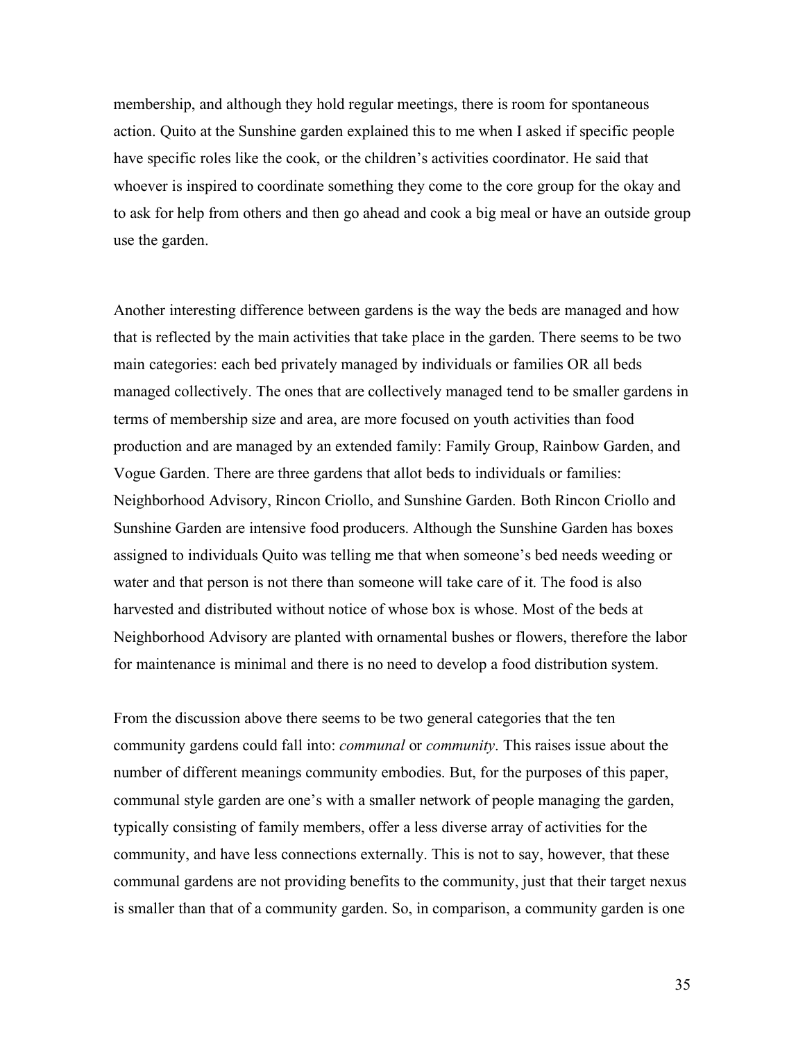membership, and although they hold regular meetings, there is room for spontaneous action. Quito at the Sunshine garden explained this to me when I asked if specific people have specific roles like the cook, or the children's activities coordinator. He said that whoever is inspired to coordinate something they come to the core group for the okay and to ask for help from others and then go ahead and cook a big meal or have an outside group use the garden.

Another interesting difference between gardens is the way the beds are managed and how that is reflected by the main activities that take place in the garden. There seems to be two main categories: each bed privately managed by individuals or families OR all beds managed collectively. The ones that are collectively managed tend to be smaller gardens in terms of membership size and area, are more focused on youth activities than food production and are managed by an extended family: Family Group, Rainbow Garden, and Vogue Garden. There are three gardens that allot beds to individuals or families: Neighborhood Advisory, Rincon Criollo, and Sunshine Garden. Both Rincon Criollo and Sunshine Garden are intensive food producers. Although the Sunshine Garden has boxes assigned to individuals Quito was telling me that when someone's bed needs weeding or water and that person is not there than someone will take care of it. The food is also harvested and distributed without notice of whose box is whose. Most of the beds at Neighborhood Advisory are planted with ornamental bushes or flowers, therefore the labor for maintenance is minimal and there is no need to develop a food distribution system.

From the discussion above there seems to be two general categories that the ten community gardens could fall into: *communal* or *community*. This raises issue about the number of different meanings community embodies. But, for the purposes of this paper, communal style garden are one's with a smaller network of people managing the garden, typically consisting of family members, offer a less diverse array of activities for the community, and have less connections externally. This is not to say, however, that these communal gardens are not providing benefits to the community, just that their target nexus is smaller than that of a community garden. So, in comparison, a community garden is one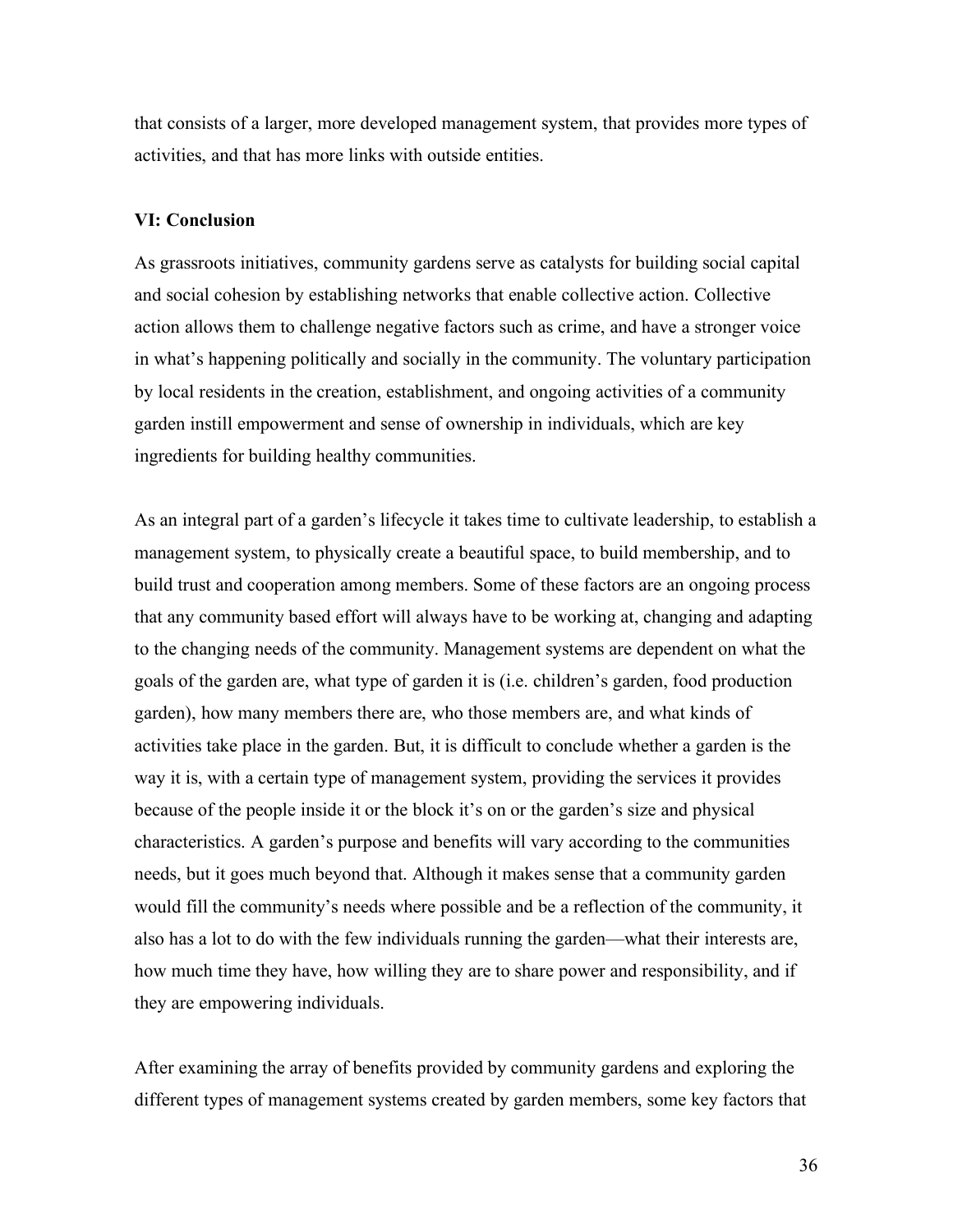that consists of a larger, more developed management system, that provides more types of activities, and that has more links with outside entities.

## VI: Conclusion

As grassroots initiatives, community gardens serve as catalysts for building social capital and social cohesion by establishing networks that enable collective action. Collective action allows them to challenge negative factors such as crime, and have a stronger voice in what's happening politically and socially in the community. The voluntary participation by local residents in the creation, establishment, and ongoing activities of a community garden instill empowerment and sense of ownership in individuals, which are key ingredients for building healthy communities.

As an integral part of a garden's lifecycle it takes time to cultivate leadership, to establish a management system, to physically create a beautiful space, to build membership, and to build trust and cooperation among members. Some of these factors are an ongoing process that any community based effort will always have to be working at, changing and adapting to the changing needs of the community. Management systems are dependent on what the goals of the garden are, what type of garden it is (i.e. children's garden, food production garden), how many members there are, who those members are, and what kinds of activities take place in the garden. But, it is difficult to conclude whether a garden is the way it is, with a certain type of management system, providing the services it provides because of the people inside it or the block it's on or the garden's size and physical characteristics. A garden's purpose and benefits will vary according to the communities needs, but it goes much beyond that. Although it makes sense that a community garden would fill the community's needs where possible and be a reflection of the community, it also has a lot to do with the few individuals running the garden—what their interests are, how much time they have, how willing they are to share power and responsibility, and if they are empowering individuals.

After examining the array of benefits provided by community gardens and exploring the different types of management systems created by garden members, some key factors that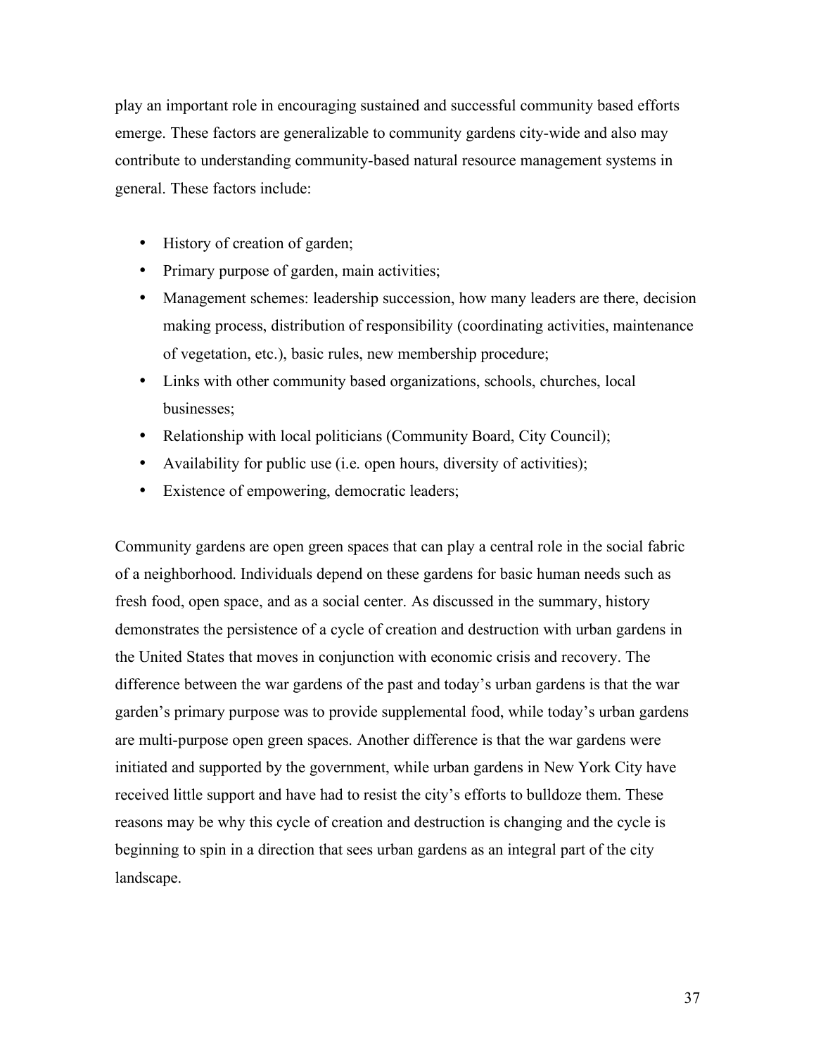play an important role in encouraging sustained and successful community based efforts emerge. These factors are generalizable to community gardens city-wide and also may contribute to understanding community-based natural resource management systems in general. These factors include:

- History of creation of garden;
- Primary purpose of garden, main activities;
- Management schemes: leadership succession, how many leaders are there, decision making process, distribution of responsibility (coordinating activities, maintenance of vegetation, etc.), basic rules, new membership procedure;
- Links with other community based organizations, schools, churches, local businesses;
- Relationship with local politicians (Community Board, City Council);
- Availability for public use (i.e. open hours, diversity of activities);
- Existence of empowering, democratic leaders;

Community gardens are open green spaces that can play a central role in the social fabric of a neighborhood. Individuals depend on these gardens for basic human needs such as fresh food, open space, and as a social center. As discussed in the summary, history demonstrates the persistence of a cycle of creation and destruction with urban gardens in the United States that moves in conjunction with economic crisis and recovery. The difference between the war gardens of the past and today's urban gardens is that the war garden's primary purpose was to provide supplemental food, while today's urban gardens are multi-purpose open green spaces. Another difference is that the war gardens were initiated and supported by the government, while urban gardens in New York City have received little support and have had to resist the city's efforts to bulldoze them. These reasons may be why this cycle of creation and destruction is changing and the cycle is beginning to spin in a direction that sees urban gardens as an integral part of the city landscape.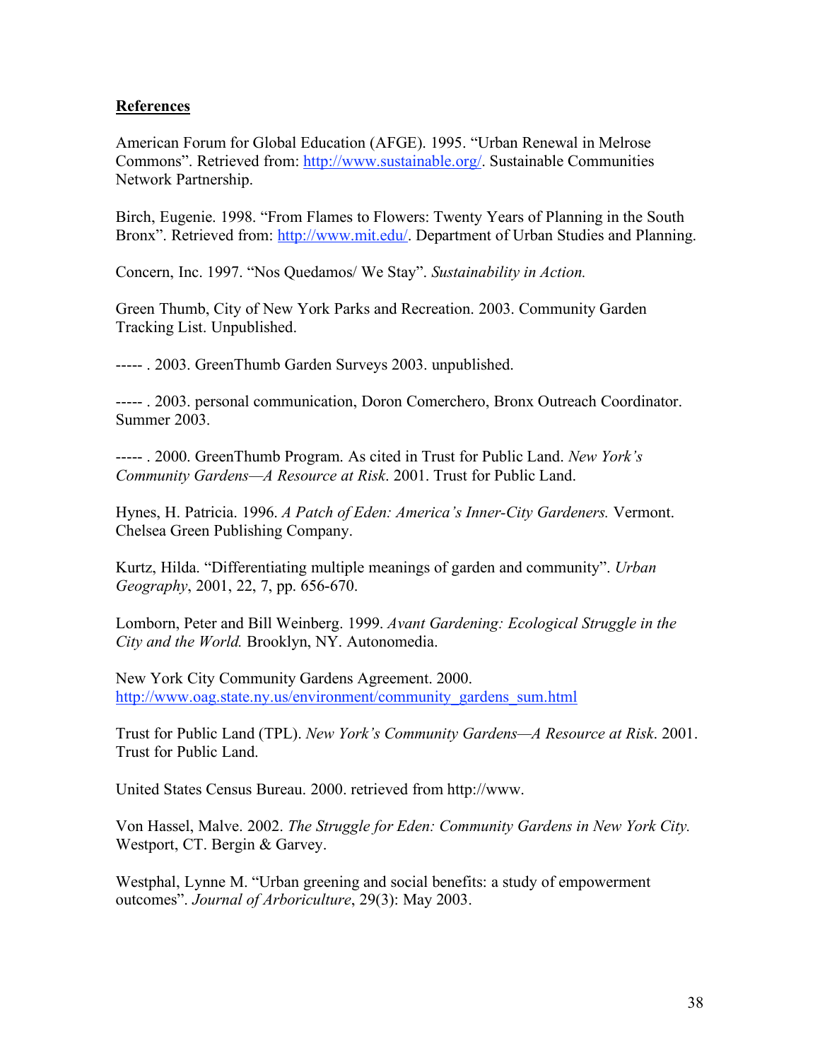**References**

American Forum for Global Education (AFGE). 1995. "Urban Renewal in Melrose Commons". Retrieved from: http://www.sustainable.org/. Sustainable Communities Network Partnership.

Birch, Eugenie. 1998. "From Flames to Flowers: Twenty Years of Planning in the South Bronx". Retrieved from: http://www.mit.edu/. Department of Urban Studies and Planning.

Concern, Inc. 1997. "Nos Quedamos/ We Stay". *Sustainability in Action.*

Green Thumb, City of New York Parks and Recreation. 2003. Community Garden Tracking List. Unpublished.

----- . 2003. GreenThumb Garden Surveys 2003. unpublished.

----- . 2003. personal communication, Doron Comerchero, Bronx Outreach Coordinator. Summer 2003.

----- . 2000. GreenThumb Program. As cited in Trust for Public Land. *New York's Community Gardens—A Resource at Risk*. 2001. Trust for Public Land.

Hynes, H. Patricia. 1996. *A Patch of Eden: America's Inner-City Gardeners.* Vermont. Chelsea Green Publishing Company.

Kurtz, Hilda. "Differentiating multiple meanings of garden and community". *Urban Geography*, 2001, 22, 7, pp. 656-670.

Lomborn, Peter and Bill Weinberg. 1999. *Avant Gardening: Ecological Struggle in the City and the World.* Brooklyn, NY. Autonomedia.

New York City Community Gardens Agreement. 2000. http://www.oag.state.ny.us/environment/community_gardens_sum.html

Trust for Public Land (TPL). *New York's Community Gardens—A Resource at Risk*. 2001. Trust for Public Land.

United States Census Bureau. 2000. retrieved from http://www.

Von Hassel, Malve. 2002. *The Struggle for Eden: Community Gardens in New York City.* Westport, CT. Bergin & Garvey.

Westphal, Lynne M. "Urban greening and social benefits: a study of empowerment outcomes". *Journal of Arboriculture*, 29(3): May 2003.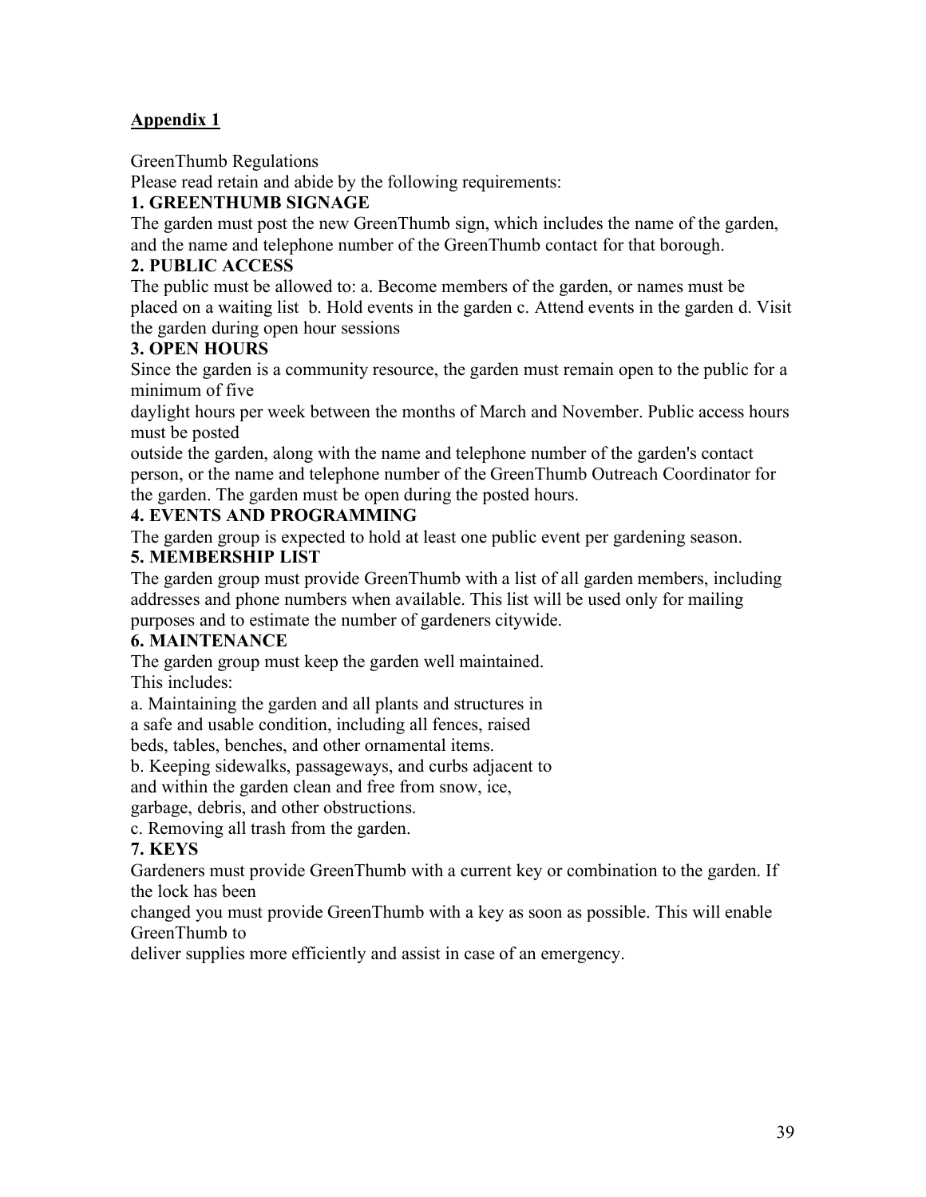## Appendix 1

GreenThumb Regulations
Please read retain and abide by the following requirements:

**1. GREENTHUMB SIGNAGE**

The garden must post the new GreenThumb sign, which includes the name of the garden, and the name and telephone number of the GreenThumb contact for that borough.

**2. PUBLIC ACCESS**

The public must be allowed to: a. Become members of the garden, or names must be placed on a waiting list b. Hold events in the garden c. Attend events in the garden d. Visit the garden during open hour sessions

**3. OPEN HOURS**

Since the garden is a community resource, the garden must remain open to the public for a minimum of five daylight hours per week between the months of March and November. Public access hours must be posted outside the garden, along with the name and telephone number of the garden's contact person, or the name and telephone number of the GreenThumb Outreach Coordinator for the garden. The garden must be open during the posted hours.

**4. EVENTS AND PROGRAMMING**

The garden group is expected to hold at least one public event per gardening season.

**5. MEMBERSHIP LIST**

The garden group must provide GreenThumb with a list of all garden members, including addresses and phone numbers when available. This list will be used only for mailing purposes and to estimate the number of gardeners citywide.

**6. MAINTENANCE**

The garden group must keep the garden well maintained.
This includes:

a. Maintaining the garden and all plants and structures in a safe and usable condition, including all fences, raised beds, tables, benches, and other ornamental items.

b. Keeping sidewalks, passageways, and curbs adjacent to and within the garden clean and free from snow, ice, garbage, debris, and other obstructions.

c. Removing all trash from the garden.

**7. KEYS**

Gardeners must provide GreenThumb with a current key or combination to the garden. If the lock has been changed you must provide GreenThumb with a key as soon as possible. This will enable GreenThumb to deliver supplies more efficiently and assist in case of an emergency.